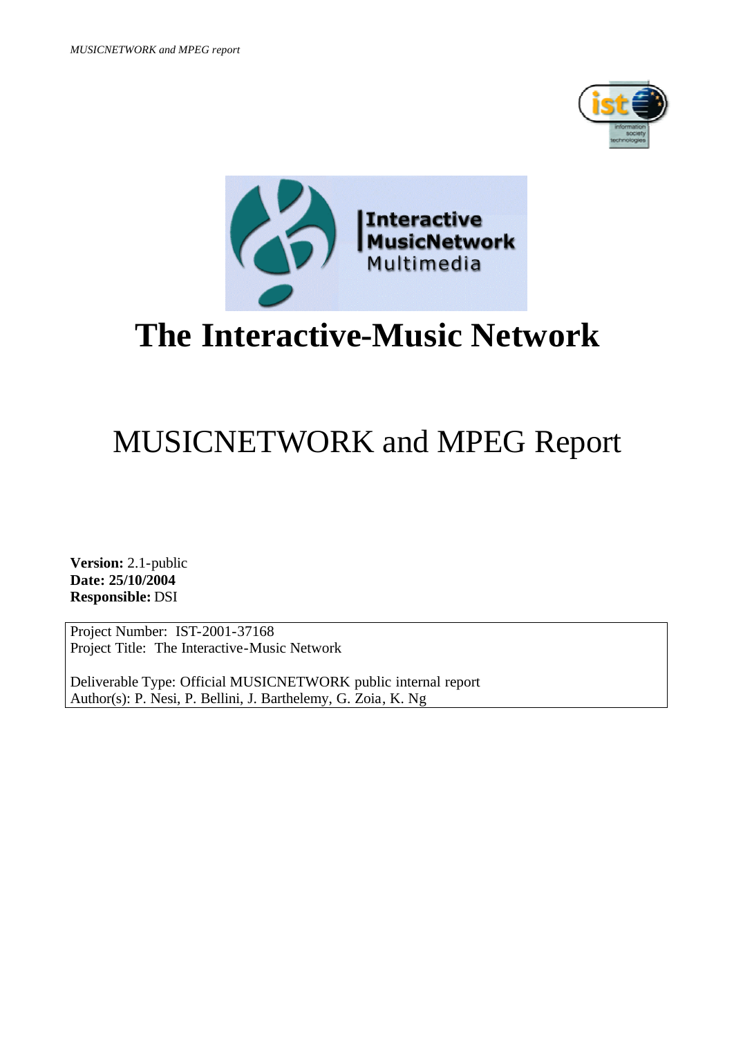# The Interactive-Music Network

## MUSICNETWORK and MPEG Report

**Version:** 2.1-public
**Date: 25/10/2004**
**Responsible:** DSI

| |
|---|
| Project Number: IST-2001-37168<br>Project Title: The Interactive-Music Network<br><br>Deliverable Type: Official MUSICNETWORK public internal report<br>Author(s): P. Nesi, P. Bellini, J. Barthelemy, G. Zoia, K. Ng |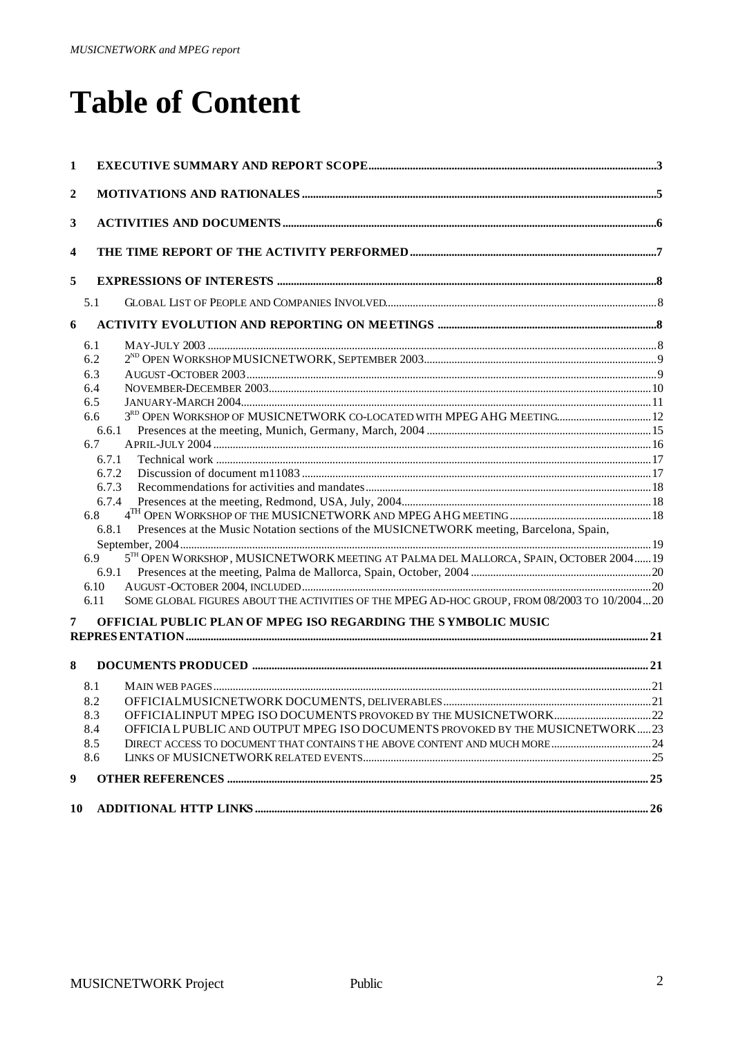# Table of Content

1 EXECUTIVE SUMMARY AND REPORT SCOPE ..... 3

2 MOTIVATIONS AND RATIONALES ..... 5

3 ACTIVITIES AND DOCUMENTS ..... 6

4 THE TIME REPORT OF THE ACTIVITY PERFORMED ..... 7

5 EXPRESSIONS OF INTERESTS ..... 8

- 5.1 GLOBAL LIST OF PEOPLE AND COMPANIES INVOLVED ..... 8

6 ACTIVITY EVOLUTION AND REPORTING ON MEETINGS ..... 8

- 6.1 MAY-JULY 2003 ..... 8
- 6.2 2ND OPEN WORKSHOP MUSICNETWORK, SEPTEMBER 2003 ..... 9
- 6.3 AUGUST-OCTOBER 2003 ..... 9
- 6.4 NOVEMBER-DECEMBER 2003 ..... 10
- 6.5 JANUARY-MARCH 2004 ..... 11
- 6.6 3RD OPEN WORKSHOP OF MUSICNETWORK CO-LOCATED WITH MPEG AHG MEETING ..... 12
  - 6.6.1 Presences at the meeting, Munich, Germany, March, 2004 ..... 15
- 6.7 APRIL-JULY 2004 ..... 16
  - 6.7.1 Technical work ..... 17
  - 6.7.2 Discussion of document m11083 ..... 17
  - 6.7.3 Recommendations for activities and mandates ..... 18
  - 6.7.4 Presences at the meeting, Redmond, USA, July, 2004 ..... 18
- 6.8 4TH OPEN WORKSHOP OF THE MUSICNETWORK AND MPEG AHG MEETING ..... 18
  - 6.8.1 Presences at the Music Notation sections of the MUSICNETWORK meeting, Barcelona, Spain, September, 2004 ..... 19
- 6.9 5TH OPEN WORKSHOP, MUSICNETWORK MEETING AT PALMA DEL MALLORCA, SPAIN, OCTOBER 2004 ..... 19
  - 6.9.1 Presences at the meeting, Palma de Mallorca, Spain, October, 2004 ..... 20
- 6.10 AUGUST-OCTOBER 2004, INCLUDED ..... 20
- 6.11 SOME GLOBAL FIGURES ABOUT THE ACTIVITIES OF THE MPEG AD-HOC GROUP, FROM 08/2003 TO 10/2004 ..... 20

7 OFFICIAL PUBLIC PLAN OF MPEG ISO REGARDING THE SYMBOLIC MUSIC REPRESENTATION ..... 21

8 DOCUMENTS PRODUCED ..... 21

- 8.1 MAIN WEB PAGES ..... 21
- 8.2 OFFICIALMUSICNETWORK DOCUMENTS, DELIVERABLES ..... 21
- 8.3 OFFICIALINPUT MPEG ISO DOCUMENTS PROVOKED BY THE MUSICNETWORK ..... 22
- 8.4 OFFICIAL PUBLIC AND OUTPUT MPEG ISO DOCUMENTS PROVOKED BY THE MUSICNETWORK ..... 23
- 8.5 DIRECT ACCESS TO DOCUMENT THAT CONTAINS THE ABOVE CONTENT AND MUCH MORE ..... 24
- 8.6 LINKS OF MUSICNETWORK RELATED EVENTS ..... 25

9 OTHER REFERENCES ..... 25

10 ADDITIONAL HTTP LINKS ..... 26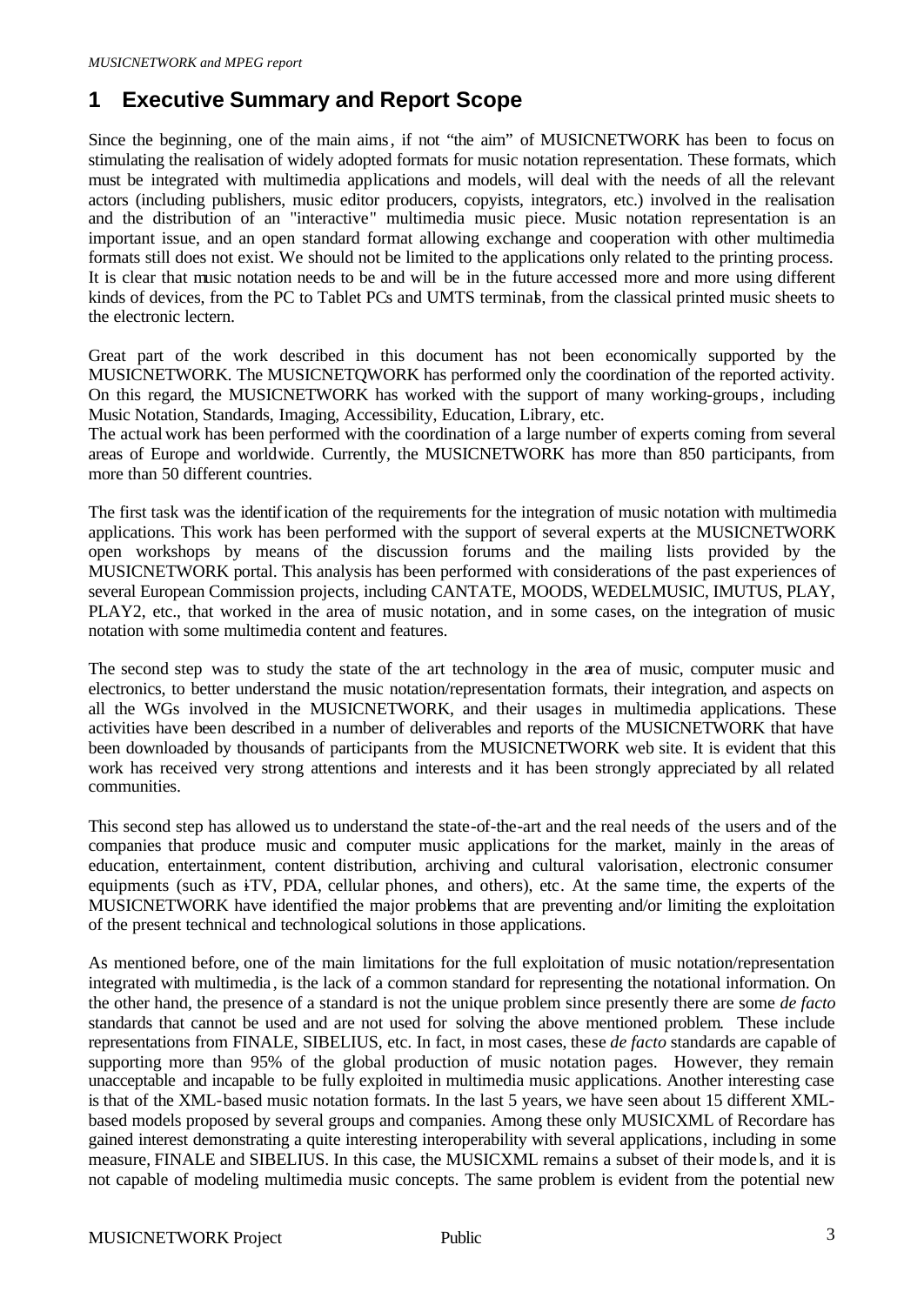# 1 Executive Summary and Report Scope

Since the beginning, one of the main aims, if not "the aim" of MUSICNETWORK has been to focus on stimulating the realisation of widely adopted formats for music notation representation. These formats, which must be integrated with multimedia applications and models, will deal with the needs of all the relevant actors (including publishers, music editor producers, copyists, integrators, etc.) involved in the realisation and the distribution of an "interactive" multimedia music piece. Music notation representation is an important issue, and an open standard format allowing exchange and cooperation with other multimedia formats still does not exist. We should not be limited to the applications only related to the printing process. It is clear that music notation needs to be and will be in the future accessed more and more using different kinds of devices, from the PC to Tablet PCs and UMTS terminals, from the classical printed music sheets to the electronic lectern.

Great part of the work described in this document has not been economically supported by the MUSICNETWORK. The MUSICNETQWORK has performed only the coordination of the reported activity. On this regard, the MUSICNETWORK has worked with the support of many working-groups, including Music Notation, Standards, Imaging, Accessibility, Education, Library, etc.
The actual work has been performed with the coordination of a large number of experts coming from several areas of Europe and worldwide. Currently, the MUSICNETWORK has more than 850 participants, from more than 50 different countries.

The first task was the identification of the requirements for the integration of music notation with multimedia applications. This work has been performed with the support of several experts at the MUSICNETWORK open workshops by means of the discussion forums and the mailing lists provided by the MUSICNETWORK portal. This analysis has been performed with considerations of the past experiences of several European Commission projects, including CANTATE, MOODS, WEDELMUSIC, IMUTUS, PLAY, PLAY2, etc., that worked in the area of music notation, and in some cases, on the integration of music notation with some multimedia content and features.

The second step was to study the state of the art technology in the area of music, computer music and electronics, to better understand the music notation/representation formats, their integration, and aspects on all the WGs involved in the MUSICNETWORK, and their usages in multimedia applications. These activities have been described in a number of deliverables and reports of the MUSICNETWORK that have been downloaded by thousands of participants from the MUSICNETWORK web site. It is evident that this work has received very strong attentions and interests and it has been strongly appreciated by all related communities.

This second step has allowed us to understand the state-of-the-art and the real needs of the users and of the companies that produce music and computer music applications for the market, mainly in the areas of education, entertainment, content distribution, archiving and cultural valorisation, electronic consumer equipments (such as i-TV, PDA, cellular phones, and others), etc. At the same time, the experts of the MUSICNETWORK have identified the major problems that are preventing and/or limiting the exploitation of the present technical and technological solutions in those applications.

As mentioned before, one of the main limitations for the full exploitation of music notation/representation integrated with multimedia, is the lack of a common standard for representing the notational information. On the other hand, the presence of a standard is not the unique problem since presently there are some *de facto* standards that cannot be used and are not used for solving the above mentioned problem. These include representations from FINALE, SIBELIUS, etc. In fact, in most cases, these *de facto* standards are capable of supporting more than 95% of the global production of music notation pages. However, they remain unacceptable and incapable to be fully exploited in multimedia music applications. Another interesting case is that of the XML-based music notation formats. In the last 5 years, we have seen about 15 different XML-based models proposed by several groups and companies. Among these only MUSICXML of Recordare has gained interest demonstrating a quite interesting interoperability with several applications, including in some measure, FINALE and SIBELIUS. In this case, the MUSICXML remains a subset of their models, and it is not capable of modeling multimedia music concepts. The same problem is evident from the potential new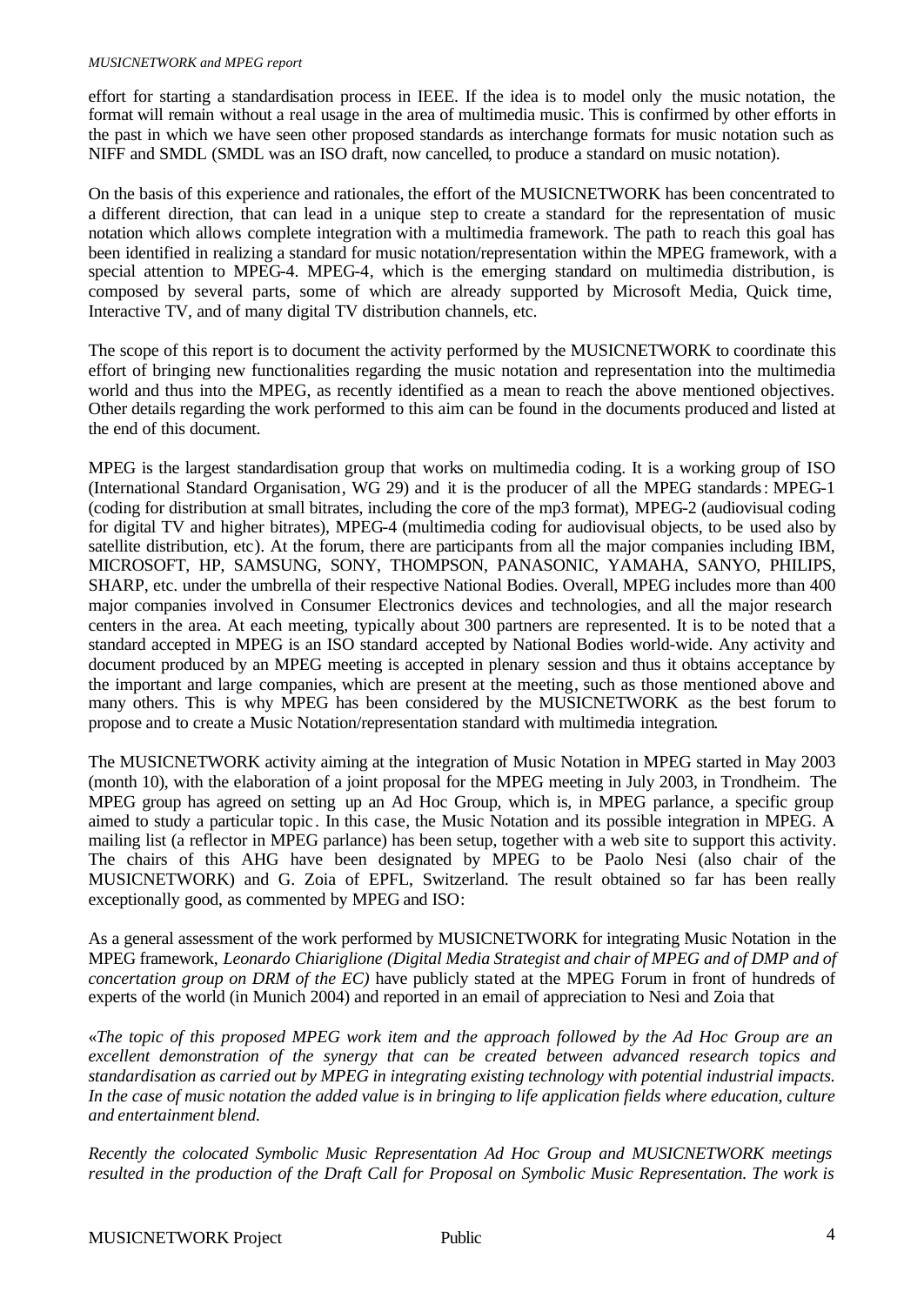effort for starting a standardisation process in IEEE. If the idea is to model only the music notation, the format will remain without a real usage in the area of multimedia music. This is confirmed by other efforts in the past in which we have seen other proposed standards as interchange formats for music notation such as NIFF and SMDL (SMDL was an ISO draft, now cancelled, to produce a standard on music notation).

On the basis of this experience and rationales, the effort of the MUSICNETWORK has been concentrated to a different direction, that can lead in a unique step to create a standard for the representation of music notation which allows complete integration with a multimedia framework. The path to reach this goal has been identified in realizing a standard for music notation/representation within the MPEG framework, with a special attention to MPEG-4. MPEG-4, which is the emerging standard on multimedia distribution, is composed by several parts, some of which are already supported by Microsoft Media, Quick time, Interactive TV, and of many digital TV distribution channels, etc.

The scope of this report is to document the activity performed by the MUSICNETWORK to coordinate this effort of bringing new functionalities regarding the music notation and representation into the multimedia world and thus into the MPEG, as recently identified as a mean to reach the above mentioned objectives. Other details regarding the work performed to this aim can be found in the documents produced and listed at the end of this document.

MPEG is the largest standardisation group that works on multimedia coding. It is a working group of ISO (International Standard Organisation, WG 29) and it is the producer of all the MPEG standards: MPEG-1 (coding for distribution at small bitrates, including the core of the mp3 format), MPEG-2 (audiovisual coding for digital TV and higher bitrates), MPEG-4 (multimedia coding for audiovisual objects, to be used also by satellite distribution, etc). At the forum, there are participants from all the major companies including IBM, MICROSOFT, HP, SAMSUNG, SONY, THOMPSON, PANASONIC, YAMAHA, SANYO, PHILIPS, SHARP, etc. under the umbrella of their respective National Bodies. Overall, MPEG includes more than 400 major companies involved in Consumer Electronics devices and technologies, and all the major research centers in the area. At each meeting, typically about 300 partners are represented. It is to be noted that a standard accepted in MPEG is an ISO standard accepted by National Bodies world-wide. Any activity and document produced by an MPEG meeting is accepted in plenary session and thus it obtains acceptance by the important and large companies, which are present at the meeting, such as those mentioned above and many others. This is why MPEG has been considered by the MUSICNETWORK as the best forum to propose and to create a Music Notation/representation standard with multimedia integration.

The MUSICNETWORK activity aiming at the integration of Music Notation in MPEG started in May 2003 (month 10), with the elaboration of a joint proposal for the MPEG meeting in July 2003, in Trondheim. The MPEG group has agreed on setting up an Ad Hoc Group, which is, in MPEG parlance, a specific group aimed to study a particular topic. In this case, the Music Notation and its possible integration in MPEG. A mailing list (a reflector in MPEG parlance) has been setup, together with a web site to support this activity. The chairs of this AHG have been designated by MPEG to be Paolo Nesi (also chair of the MUSICNETWORK) and G. Zoia of EPFL, Switzerland. The result obtained so far has been really exceptionally good, as commented by MPEG and ISO:

As a general assessment of the work performed by MUSICNETWORK for integrating Music Notation in the MPEG framework, *Leonardo Chiariglione (Digital Media Strategist and chair of MPEG and of DMP and of concertation group on DRM of the EC)* have publicly stated at the MPEG Forum in front of hundreds of experts of the world (in Munich 2004) and reported in an email of appreciation to Nesi and Zoia that

«*The topic of this proposed MPEG work item and the approach followed by the Ad Hoc Group are an excellent demonstration of the synergy that can be created between advanced research topics and standardisation as carried out by MPEG in integrating existing technology with potential industrial impacts. In the case of music notation the added value is in bringing to life application fields where education, culture and entertainment blend.*

*Recently the colocated Symbolic Music Representation Ad Hoc Group and MUSICNETWORK meetings resulted in the production of the Draft Call for Proposal on Symbolic Music Representation. The work is*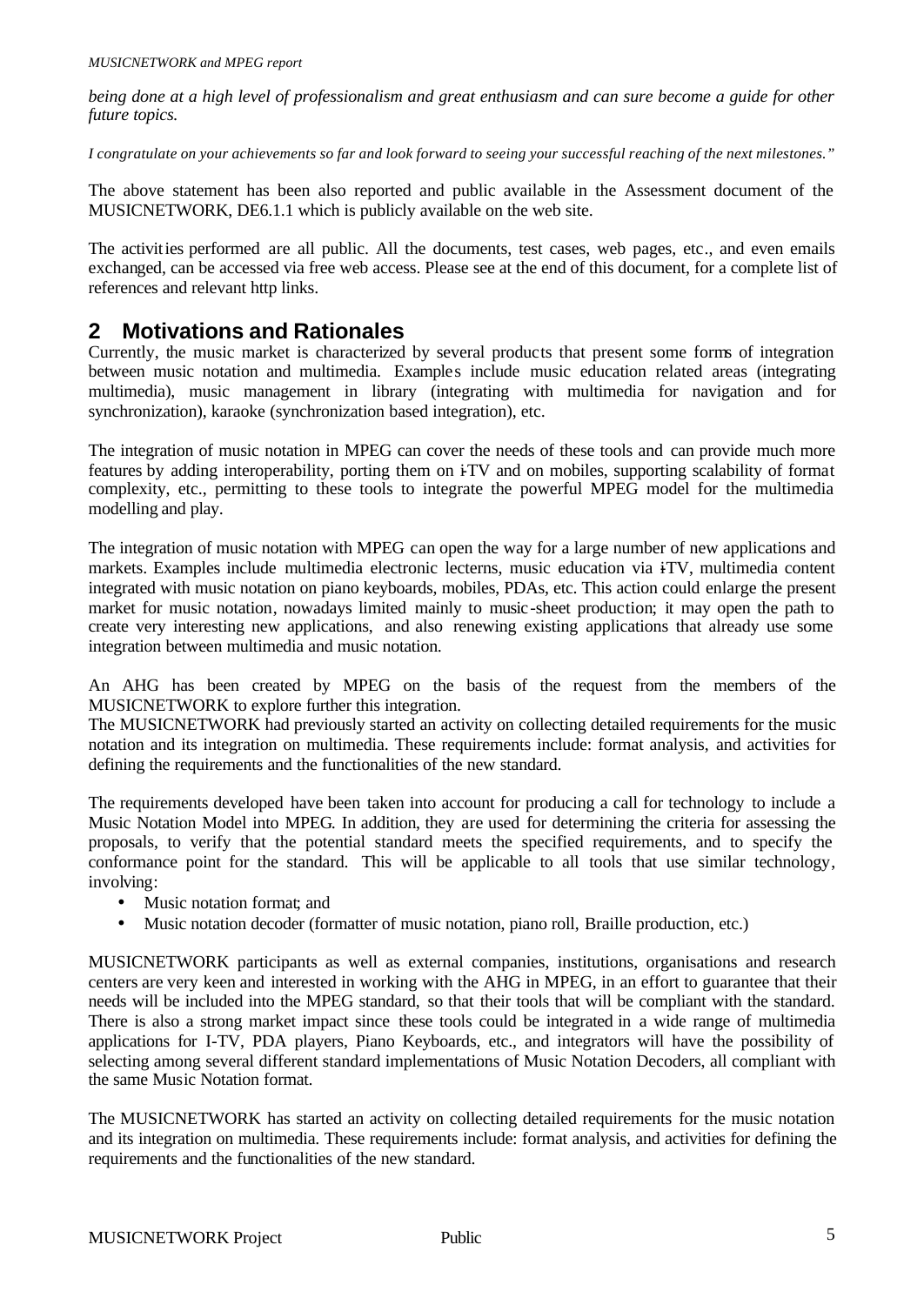*being done at a high level of professionalism and great enthusiasm and can sure become a guide for other future topics.*

*I congratulate on your achievements so far and look forward to seeing your successful reaching of the next milestones."*

The above statement has been also reported and public available in the Assessment document of the MUSICNETWORK, DE6.1.1 which is publicly available on the web site.

The activities performed are all public. All the documents, test cases, web pages, etc., and even emails exchanged, can be accessed via free web access. Please see at the end of this document, for a complete list of references and relevant http links.

## 2 Motivations and Rationales

Currently, the music market is characterized by several products that present some forms of integration between music notation and multimedia. Examples include music education related areas (integrating multimedia), music management in library (integrating with multimedia for navigation and for synchronization), karaoke (synchronization based integration), etc.

The integration of music notation in MPEG can cover the needs of these tools and can provide much more features by adding interoperability, porting them on i-TV and on mobiles, supporting scalability of format complexity, etc., permitting to these tools to integrate the powerful MPEG model for the multimedia modelling and play.

The integration of music notation with MPEG can open the way for a large number of new applications and markets. Examples include multimedia electronic lecterns, music education via i-TV, multimedia content integrated with music notation on piano keyboards, mobiles, PDAs, etc. This action could enlarge the present market for music notation, nowadays limited mainly to music-sheet production; it may open the path to create very interesting new applications, and also renewing existing applications that already use some integration between multimedia and music notation.

An AHG has been created by MPEG on the basis of the request from the members of the MUSICNETWORK to explore further this integration.
The MUSICNETWORK had previously started an activity on collecting detailed requirements for the music notation and its integration on multimedia. These requirements include: format analysis, and activities for defining the requirements and the functionalities of the new standard.

The requirements developed have been taken into account for producing a call for technology to include a Music Notation Model into MPEG. In addition, they are used for determining the criteria for assessing the proposals, to verify that the potential standard meets the specified requirements, and to specify the conformance point for the standard. This will be applicable to all tools that use similar technology, involving:

- Music notation format; and
- Music notation decoder (formatter of music notation, piano roll, Braille production, etc.)

MUSICNETWORK participants as well as external companies, institutions, organisations and research centers are very keen and interested in working with the AHG in MPEG, in an effort to guarantee that their needs will be included into the MPEG standard, so that their tools that will be compliant with the standard. There is also a strong market impact since these tools could be integrated in a wide range of multimedia applications for I-TV, PDA players, Piano Keyboards, etc., and integrators will have the possibility of selecting among several different standard implementations of Music Notation Decoders, all compliant with the same Music Notation format.

The MUSICNETWORK has started an activity on collecting detailed requirements for the music notation and its integration on multimedia. These requirements include: format analysis, and activities for defining the requirements and the functionalities of the new standard.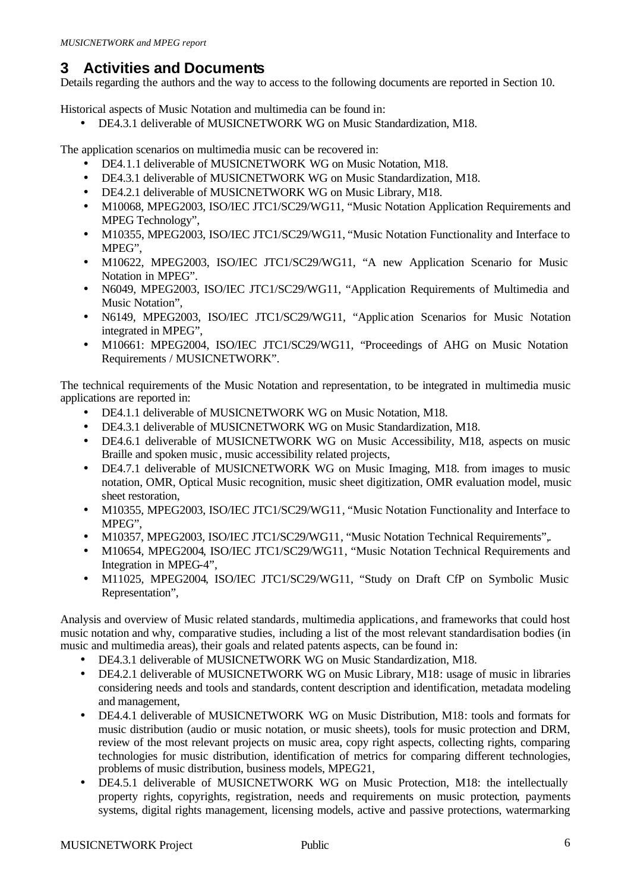## 3 Activities and Documents

Details regarding the authors and the way to access to the following documents are reported in Section 10.

Historical aspects of Music Notation and multimedia can be found in:

- DE4.3.1 deliverable of MUSICNETWORK WG on Music Standardization, M18.

The application scenarios on multimedia music can be recovered in:

- DE4.1.1 deliverable of MUSICNETWORK WG on Music Notation, M18.
- DE4.3.1 deliverable of MUSICNETWORK WG on Music Standardization, M18.
- DE4.2.1 deliverable of MUSICNETWORK WG on Music Library, M18.
- M10068, MPEG2003, ISO/IEC JTC1/SC29/WG11, "Music Notation Application Requirements and MPEG Technology",
- M10355, MPEG2003, ISO/IEC JTC1/SC29/WG11, "Music Notation Functionality and Interface to MPEG",
- M10622, MPEG2003, ISO/IEC JTC1/SC29/WG11, "A new Application Scenario for Music Notation in MPEG".
- N6049, MPEG2003, ISO/IEC JTC1/SC29/WG11, "Application Requirements of Multimedia and Music Notation",
- N6149, MPEG2003, ISO/IEC JTC1/SC29/WG11, "Application Scenarios for Music Notation integrated in MPEG",
- M10661: MPEG2004, ISO/IEC JTC1/SC29/WG11, "Proceedings of AHG on Music Notation Requirements / MUSICNETWORK".

The technical requirements of the Music Notation and representation, to be integrated in multimedia music applications are reported in:

- DE4.1.1 deliverable of MUSICNETWORK WG on Music Notation, M18.
- DE4.3.1 deliverable of MUSICNETWORK WG on Music Standardization, M18.
- DE4.6.1 deliverable of MUSICNETWORK WG on Music Accessibility, M18, aspects on music Braille and spoken music, music accessibility related projects,
- DE4.7.1 deliverable of MUSICNETWORK WG on Music Imaging, M18. from images to music notation, OMR, Optical Music recognition, music sheet digitization, OMR evaluation model, music sheet restoration,
- M10355, MPEG2003, ISO/IEC JTC1/SC29/WG11, "Music Notation Functionality and Interface to MPEG",
- M10357, MPEG2003, ISO/IEC JTC1/SC29/WG11, "Music Notation Technical Requirements",.
- M10654, MPEG2004, ISO/IEC JTC1/SC29/WG11, "Music Notation Technical Requirements and Integration in MPEG-4",
- M11025, MPEG2004, ISO/IEC JTC1/SC29/WG11, "Study on Draft CfP on Symbolic Music Representation",

Analysis and overview of Music related standards, multimedia applications, and frameworks that could host music notation and why, comparative studies, including a list of the most relevant standardisation bodies (in music and multimedia areas), their goals and related patents aspects, can be found in:

- DE4.3.1 deliverable of MUSICNETWORK WG on Music Standardization, M18.
- DE4.2.1 deliverable of MUSICNETWORK WG on Music Library, M18: usage of music in libraries considering needs and tools and standards, content description and identification, metadata modeling and management,
- DE4.4.1 deliverable of MUSICNETWORK WG on Music Distribution, M18: tools and formats for music distribution (audio or music notation, or music sheets), tools for music protection and DRM, review of the most relevant projects on music area, copy right aspects, collecting rights, comparing technologies for music distribution, identification of metrics for comparing different technologies, problems of music distribution, business models, MPEG21,
- DE4.5.1 deliverable of MUSICNETWORK WG on Music Protection, M18: the intellectually property rights, copyrights, registration, needs and requirements on music protection, payments systems, digital rights management, licensing models, active and passive protections, watermarking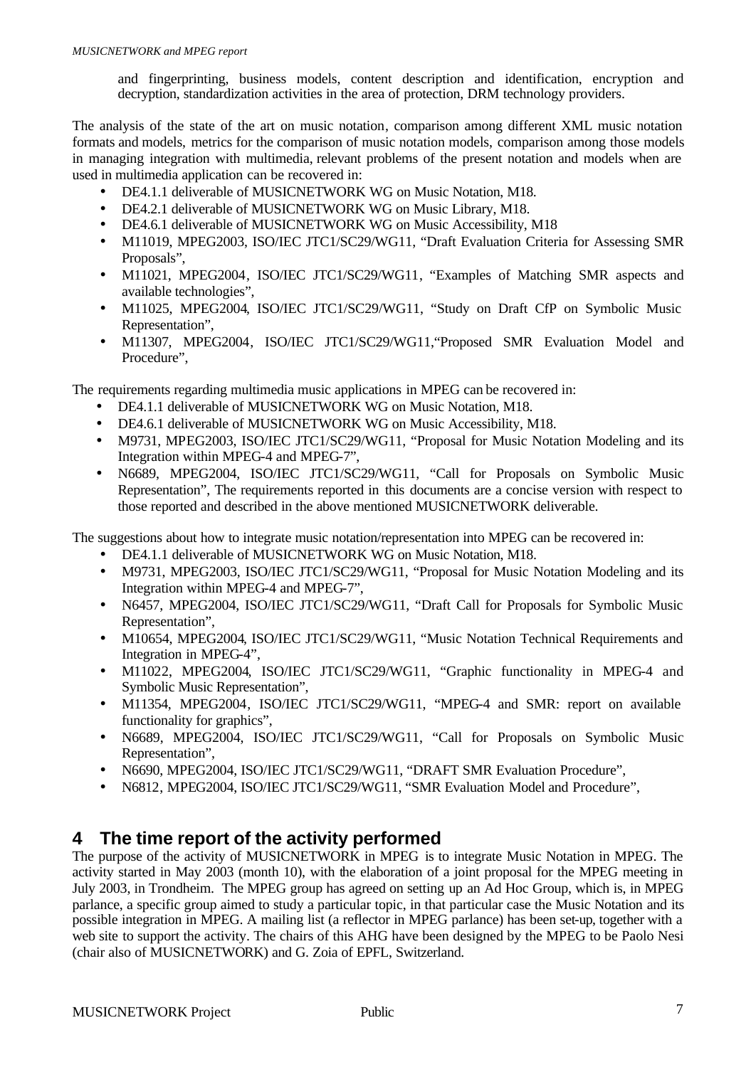and fingerprinting, business models, content description and identification, encryption and decryption, standardization activities in the area of protection, DRM technology providers.

The analysis of the state of the art on music notation, comparison among different XML music notation formats and models, metrics for the comparison of music notation models, comparison among those models in managing integration with multimedia, relevant problems of the present notation and models when are used in multimedia application can be recovered in:

- DE4.1.1 deliverable of MUSICNETWORK WG on Music Notation, M18.
- DE4.2.1 deliverable of MUSICNETWORK WG on Music Library, M18.
- DE4.6.1 deliverable of MUSICNETWORK WG on Music Accessibility, M18
- M11019, MPEG2003, ISO/IEC JTC1/SC29/WG11, "Draft Evaluation Criteria for Assessing SMR Proposals",
- M11021, MPEG2004, ISO/IEC JTC1/SC29/WG11, "Examples of Matching SMR aspects and available technologies",
- M11025, MPEG2004, ISO/IEC JTC1/SC29/WG11, "Study on Draft CfP on Symbolic Music Representation",
- M11307, MPEG2004, ISO/IEC JTC1/SC29/WG11,"Proposed SMR Evaluation Model and Procedure",

The requirements regarding multimedia music applications in MPEG can be recovered in:

- DE4.1.1 deliverable of MUSICNETWORK WG on Music Notation, M18.
- DE4.6.1 deliverable of MUSICNETWORK WG on Music Accessibility, M18.
- M9731, MPEG2003, ISO/IEC JTC1/SC29/WG11, "Proposal for Music Notation Modeling and its Integration within MPEG-4 and MPEG-7",
- N6689, MPEG2004, ISO/IEC JTC1/SC29/WG11, "Call for Proposals on Symbolic Music Representation", The requirements reported in this documents are a concise version with respect to those reported and described in the above mentioned MUSICNETWORK deliverable.

The suggestions about how to integrate music notation/representation into MPEG can be recovered in:

- DE4.1.1 deliverable of MUSICNETWORK WG on Music Notation, M18.
- M9731, MPEG2003, ISO/IEC JTC1/SC29/WG11, "Proposal for Music Notation Modeling and its Integration within MPEG-4 and MPEG-7",
- N6457, MPEG2004, ISO/IEC JTC1/SC29/WG11, "Draft Call for Proposals for Symbolic Music Representation",
- M10654, MPEG2004, ISO/IEC JTC1/SC29/WG11, "Music Notation Technical Requirements and Integration in MPEG-4",
- M11022, MPEG2004, ISO/IEC JTC1/SC29/WG11, "Graphic functionality in MPEG-4 and Symbolic Music Representation",
- M11354, MPEG2004, ISO/IEC JTC1/SC29/WG11, "MPEG-4 and SMR: report on available functionality for graphics",
- N6689, MPEG2004, ISO/IEC JTC1/SC29/WG11, "Call for Proposals on Symbolic Music Representation",
- N6690, MPEG2004, ISO/IEC JTC1/SC29/WG11, "DRAFT SMR Evaluation Procedure",
- N6812, MPEG2004, ISO/IEC JTC1/SC29/WG11, "SMR Evaluation Model and Procedure",

# 4 The time report of the activity performed

The purpose of the activity of MUSICNETWORK in MPEG is to integrate Music Notation in MPEG. The activity started in May 2003 (month 10), with the elaboration of a joint proposal for the MPEG meeting in July 2003, in Trondheim. The MPEG group has agreed on setting up an Ad Hoc Group, which is, in MPEG parlance, a specific group aimed to study a particular topic, in that particular case the Music Notation and its possible integration in MPEG. A mailing list (a reflector in MPEG parlance) has been set-up, together with a web site to support the activity. The chairs of this AHG have been designed by the MPEG to be Paolo Nesi (chair also of MUSICNETWORK) and G. Zoia of EPFL, Switzerland.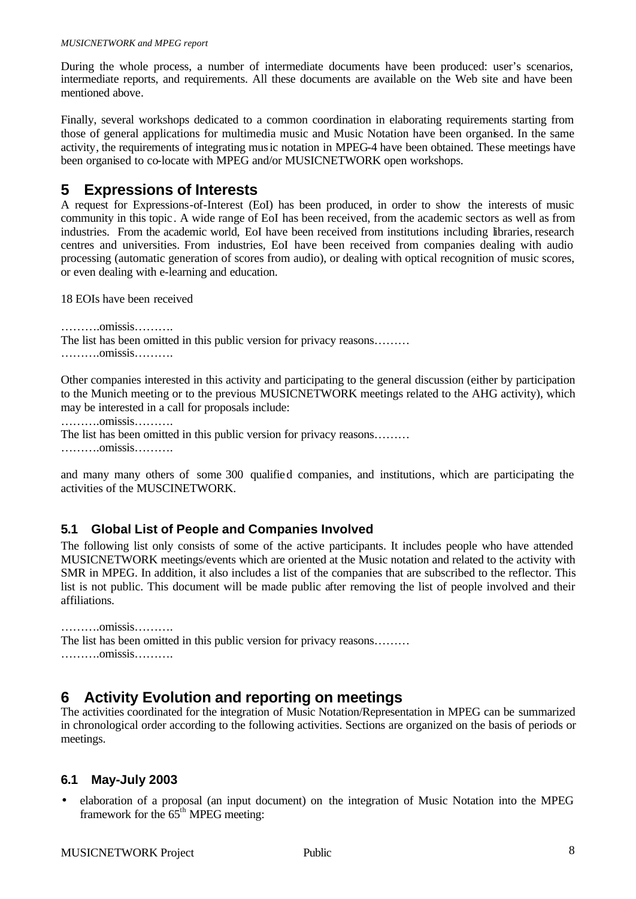During the whole process, a number of intermediate documents have been produced: user's scenarios, intermediate reports, and requirements. All these documents are available on the Web site and have been mentioned above.

Finally, several workshops dedicated to a common coordination in elaborating requirements starting from those of general applications for multimedia music and Music Notation have been organised. In the same activity, the requirements of integrating music notation in MPEG-4 have been obtained. These meetings have been organised to co-locate with MPEG and/or MUSICNETWORK open workshops.

# 5 Expressions of Interests

A request for Expressions-of-Interest (EoI) has been produced, in order to show the interests of music community in this topic. A wide range of EoI has been received, from the academic sectors as well as from industries. From the academic world, EoI have been received from institutions including libraries, research centres and universities. From industries, EoI have been received from companies dealing with audio processing (automatic generation of scores from audio), or dealing with optical recognition of music scores, or even dealing with e-learning and education.

18 EOIs have been received

……….omissis……….
The list has been omitted in this public version for privacy reasons………
……….omissis……….

Other companies interested in this activity and participating to the general discussion (either by participation to the Munich meeting or to the previous MUSICNETWORK meetings related to the AHG activity), which may be interested in a call for proposals include:

……….omissis……….
The list has been omitted in this public version for privacy reasons………
……….omissis……….

and many many others of some 300 qualified companies, and institutions, which are participating the activities of the MUSCINETWORK.

## 5.1 Global List of People and Companies Involved

The following list only consists of some of the active participants. It includes people who have attended MUSICNETWORK meetings/events which are oriented at the Music notation and related to the activity with SMR in MPEG. In addition, it also includes a list of the companies that are subscribed to the reflector. This list is not public. This document will be made public after removing the list of people involved and their affiliations.

……….omissis……….
The list has been omitted in this public version for privacy reasons………
……….omissis……….

# 6 Activity Evolution and reporting on meetings

The activities coordinated for the integration of Music Notation/Representation in MPEG can be summarized in chronological order according to the following activities. Sections are organized on the basis of periods or meetings.

## 6.1 May-July 2003

- elaboration of a proposal (an input document) on the integration of Music Notation into the MPEG framework for the 65[th] MPEG meeting: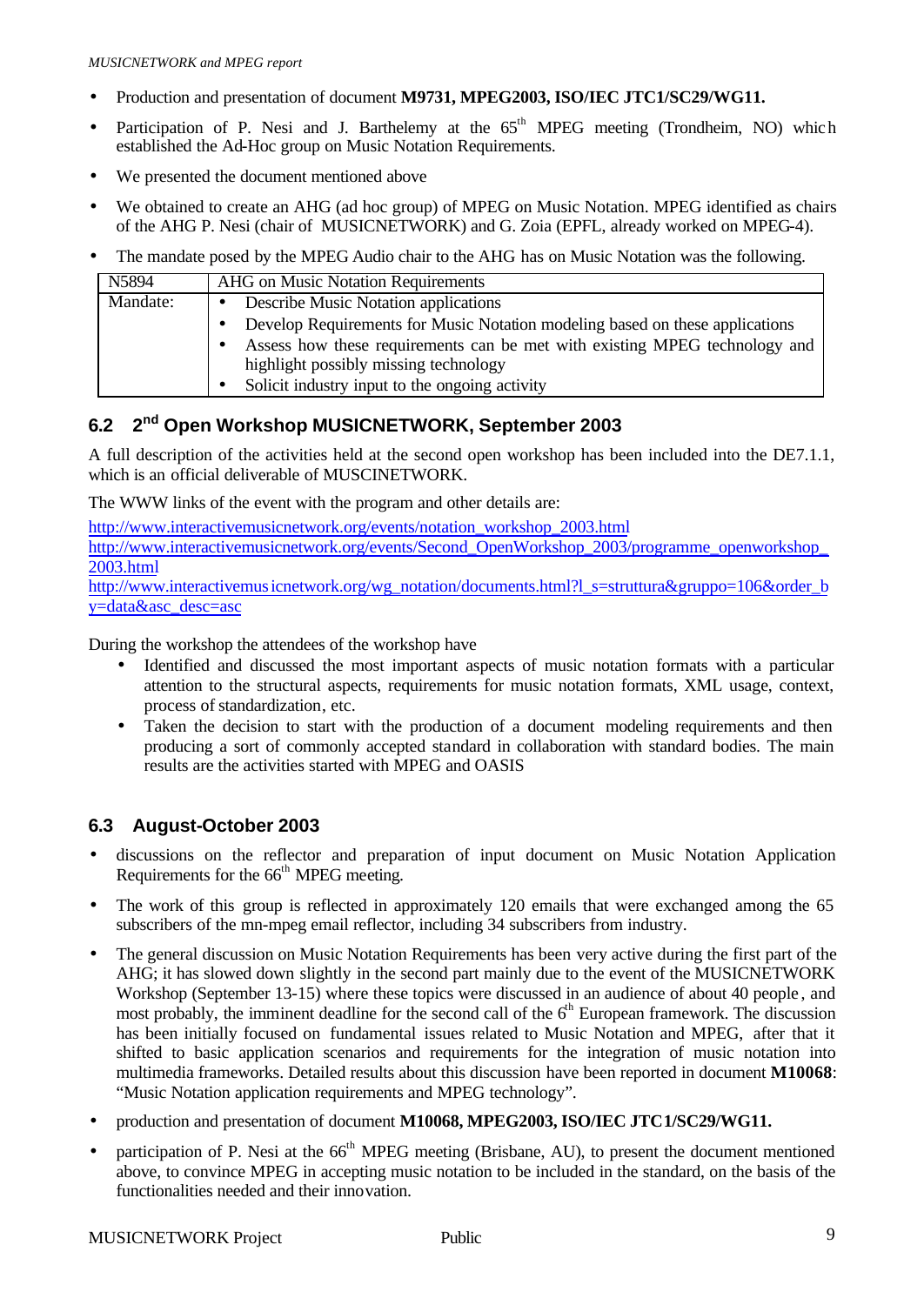- Production and presentation of document **M9731, MPEG2003, ISO/IEC JTC1/SC29/WG11.**
- Participation of P. Nesi and J. Barthelemy at the 65th MPEG meeting (Trondheim, NO) which established the Ad-Hoc group on Music Notation Requirements.
- We presented the document mentioned above
- We obtained to create an AHG (ad hoc group) of MPEG on Music Notation. MPEG identified as chairs of the AHG P. Nesi (chair of MUSICNETWORK) and G. Zoia (EPFL, already worked on MPEG-4).
- The mandate posed by the MPEG Audio chair to the AHG has on Music Notation was the following.

| N5894 | AHG on Music Notation Requirements |
|---|---|
| Mandate: | • Describe Music Notation applications<br>• Develop Requirements for Music Notation modeling based on these applications<br>• Assess how these requirements can be met with existing MPEG technology and highlight possibly missing technology<br>• Solicit industry input to the ongoing activity |

## 6.2 2nd Open Workshop MUSICNETWORK, September 2003

A full description of the activities held at the second open workshop has been included into the DE7.1.1, which is an official deliverable of MUSCINETWORK.

The WWW links of the event with the program and other details are:

http://www.interactivemusicnetwork.org/events/notation_workshop_2003.html
http://www.interactivemusicnetwork.org/events/Second_OpenWorkshop_2003/programme_openworkshop_2003.html
http://www.interactivemusicnetwork.org/wg_notation/documents.html?l_s=struttura&gruppo=106&order_by=data&asc_desc=asc

During the workshop the attendees of the workshop have

- Identified and discussed the most important aspects of music notation formats with a particular attention to the structural aspects, requirements for music notation formats, XML usage, context, process of standardization, etc.
- Taken the decision to start with the production of a document modeling requirements and then producing a sort of commonly accepted standard in collaboration with standard bodies. The main results are the activities started with MPEG and OASIS

## 6.3 August-October 2003

- discussions on the reflector and preparation of input document on Music Notation Application Requirements for the 66th MPEG meeting.
- The work of this group is reflected in approximately 120 emails that were exchanged among the 65 subscribers of the mn-mpeg email reflector, including 34 subscribers from industry.
- The general discussion on Music Notation Requirements has been very active during the first part of the AHG; it has slowed down slightly in the second part mainly due to the event of the MUSICNETWORK Workshop (September 13-15) where these topics were discussed in an audience of about 40 people, and most probably, the imminent deadline for the second call of the 6th European framework. The discussion has been initially focused on fundamental issues related to Music Notation and MPEG, after that it shifted to basic application scenarios and requirements for the integration of music notation into multimedia frameworks. Detailed results about this discussion have been reported in document **M10068**: "Music Notation application requirements and MPEG technology".
- production and presentation of document **M10068, MPEG2003, ISO/IEC JTC1/SC29/WG11.**
- participation of P. Nesi at the 66th MPEG meeting (Brisbane, AU), to present the document mentioned above, to convince MPEG in accepting music notation to be included in the standard, on the basis of the functionalities needed and their innovation.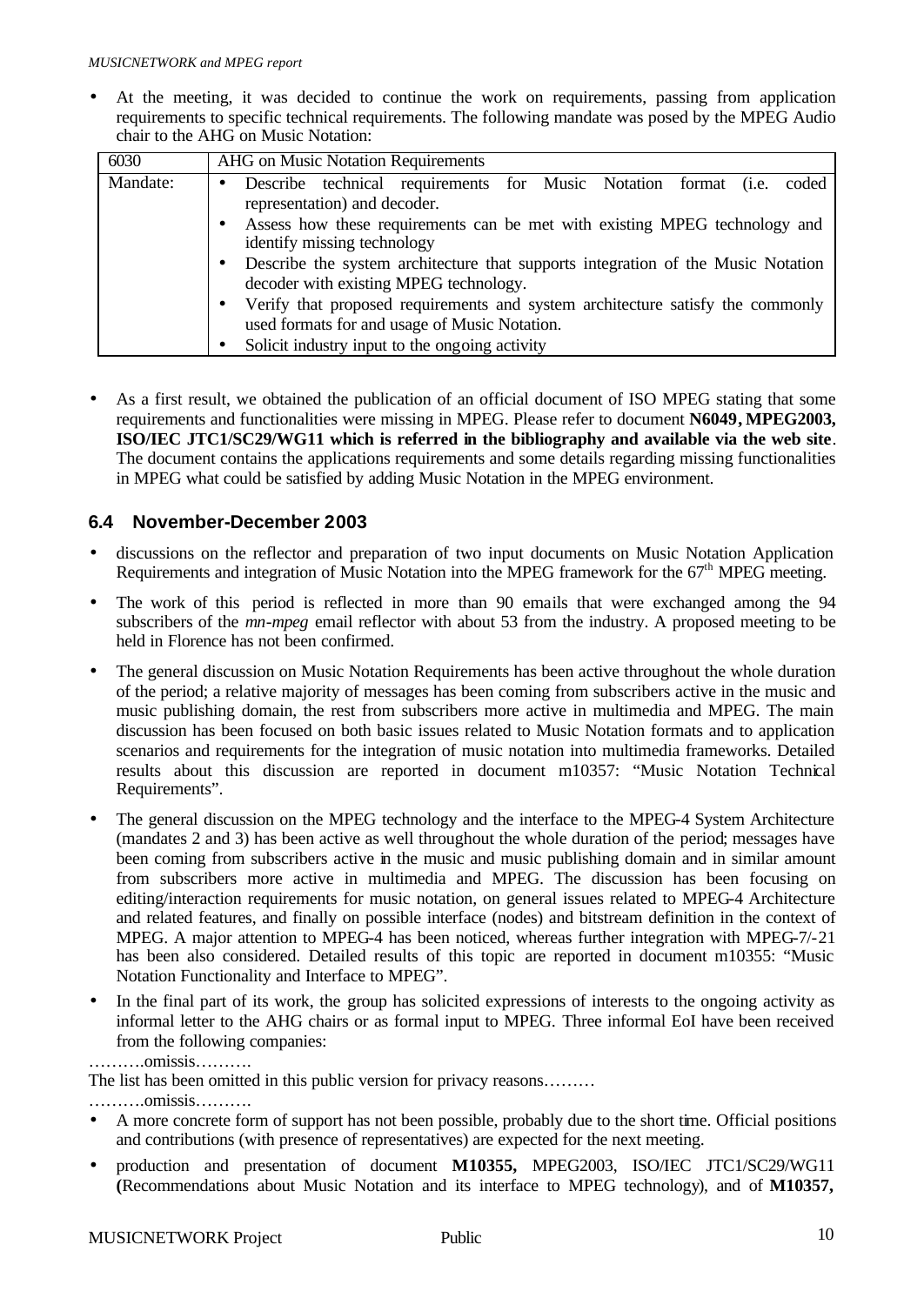- At the meeting, it was decided to continue the work on requirements, passing from application requirements to specific technical requirements. The following mandate was posed by the MPEG Audio chair to the AHG on Music Notation:

| 6030 | AHG on Music Notation Requirements |
|---|---|
| Mandate: | • Describe technical requirements for Music Notation format (i.e. coded representation) and decoder.<br>• Assess how these requirements can be met with existing MPEG technology and identify missing technology<br>• Describe the system architecture that supports integration of the Music Notation decoder with existing MPEG technology.<br>• Verify that proposed requirements and system architecture satisfy the commonly used formats for and usage of Music Notation.<br>• Solicit industry input to the ongoing activity |

- As a first result, we obtained the publication of an official document of ISO MPEG stating that some requirements and functionalities were missing in MPEG. Please refer to document **N6049, MPEG2003, ISO/IEC JTC1/SC29/WG11 which is referred in the bibliography and available via the web site**. The document contains the applications requirements and some details regarding missing functionalities in MPEG what could be satisfied by adding Music Notation in the MPEG environment.

### 6.4 November-December 2003

- discussions on the reflector and preparation of two input documents on Music Notation Application Requirements and integration of Music Notation into the MPEG framework for the 67th MPEG meeting.
- The work of this period is reflected in more than 90 emails that were exchanged among the 94 subscribers of the *mn-mpeg* email reflector with about 53 from the industry. A proposed meeting to be held in Florence has not been confirmed.
- The general discussion on Music Notation Requirements has been active throughout the whole duration of the period; a relative majority of messages has been coming from subscribers active in the music and music publishing domain, the rest from subscribers more active in multimedia and MPEG. The main discussion has been focused on both basic issues related to Music Notation formats and to application scenarios and requirements for the integration of music notation into multimedia frameworks. Detailed results about this discussion are reported in document m10357: "Music Notation Technical Requirements".
- The general discussion on the MPEG technology and the interface to the MPEG-4 System Architecture (mandates 2 and 3) has been active as well throughout the whole duration of the period; messages have been coming from subscribers active in the music and music publishing domain and in similar amount from subscribers more active in multimedia and MPEG. The discussion has been focusing on editing/interaction requirements for music notation, on general issues related to MPEG-4 Architecture and related features, and finally on possible interface (nodes) and bitstream definition in the context of MPEG. A major attention to MPEG-4 has been noticed, whereas further integration with MPEG-7/-21 has been also considered. Detailed results of this topic are reported in document m10355: "Music Notation Functionality and Interface to MPEG".
- In the final part of its work, the group has solicited expressions of interests to the ongoing activity as informal letter to the AHG chairs or as formal input to MPEG. Three informal EoI have been received from the following companies:

……….omissis……….

The list has been omitted in this public version for privacy reasons………

……….omissis……….

- A more concrete form of support has not been possible, probably due to the short time. Official positions and contributions (with presence of representatives) are expected for the next meeting.
- production and presentation of document **M10355,** MPEG2003, ISO/IEC JTC1/SC29/WG11 **(**Recommendations about Music Notation and its interface to MPEG technology), and of **M10357,**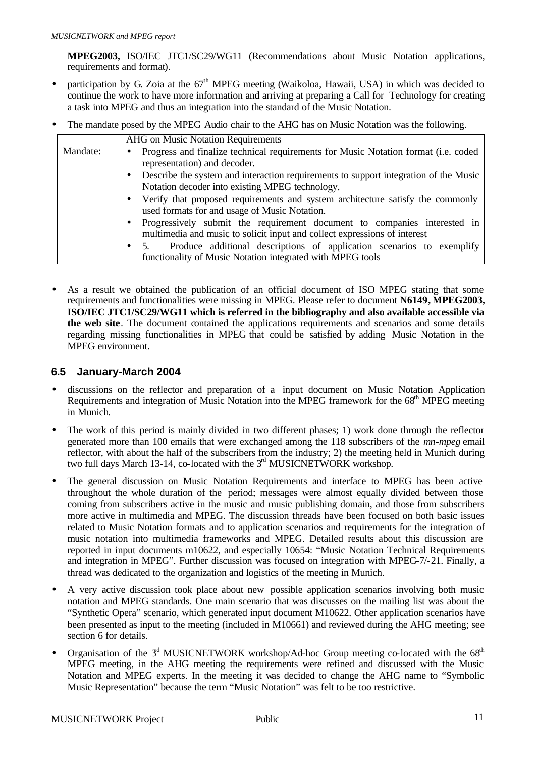**MPEG2003,** ISO/IEC JTC1/SC29/WG11 (Recommendations about Music Notation applications, requirements and format).

- participation by G. Zoia at the 67th MPEG meeting (Waikoloa, Hawaii, USA) in which was decided to continue the work to have more information and arriving at preparing a Call for Technology for creating a task into MPEG and thus an integration into the standard of the Music Notation.
- The mandate posed by the MPEG Audio chair to the AHG has on Music Notation was the following.

| | AHG on Music Notation Requirements |
|---|---|
| Mandate: | • Progress and finalize technical requirements for Music Notation format (i.e. coded representation) and decoder.<br>• Describe the system and interaction requirements to support integration of the Music Notation decoder into existing MPEG technology.<br>• Verify that proposed requirements and system architecture satisfy the commonly used formats for and usage of Music Notation.<br>• Progressively submit the requirement document to companies interested in multimedia and music to solicit input and collect expressions of interest<br>• 5. Produce additional descriptions of application scenarios to exemplify functionality of Music Notation integrated with MPEG tools |

- As a result we obtained the publication of an official document of ISO MPEG stating that some requirements and functionalities were missing in MPEG. Please refer to document **N6149, MPEG2003, ISO/IEC JTC1/SC29/WG11 which is referred in the bibliography and also available accessible via the web site**. The document contained the applications requirements and scenarios and some details regarding missing functionalities in MPEG that could be satisfied by adding Music Notation in the MPEG environment.

### 6.5 January-March 2004

- discussions on the reflector and preparation of a input document on Music Notation Application Requirements and integration of Music Notation into the MPEG framework for the 68th MPEG meeting in Munich.
- The work of this period is mainly divided in two different phases; 1) work done through the reflector generated more than 100 emails that were exchanged among the 118 subscribers of the *mn-mpeg* email reflector, with about the half of the subscribers from the industry; 2) the meeting held in Munich during two full days March 13-14, co-located with the 3rd MUSICNETWORK workshop.
- The general discussion on Music Notation Requirements and interface to MPEG has been active throughout the whole duration of the period; messages were almost equally divided between those coming from subscribers active in the music and music publishing domain, and those from subscribers more active in multimedia and MPEG. The discussion threads have been focused on both basic issues related to Music Notation formats and to application scenarios and requirements for the integration of music notation into multimedia frameworks and MPEG. Detailed results about this discussion are reported in input documents m10622, and especially 10654: "Music Notation Technical Requirements and integration in MPEG". Further discussion was focused on integration with MPEG-7/-21. Finally, a thread was dedicated to the organization and logistics of the meeting in Munich.
- A very active discussion took place about new possible application scenarios involving both music notation and MPEG standards. One main scenario that was discusses on the mailing list was about the "Synthetic Opera" scenario, which generated input document M10622. Other application scenarios have been presented as input to the meeting (included in M10661) and reviewed during the AHG meeting; see section 6 for details.
- Organisation of the 3d MUSICNETWORK workshop/Ad-hoc Group meeting co-located with the 68th MPEG meeting, in the AHG meeting the requirements were refined and discussed with the Music Notation and MPEG experts. In the meeting it was decided to change the AHG name to "Symbolic Music Representation" because the term "Music Notation" was felt to be too restrictive.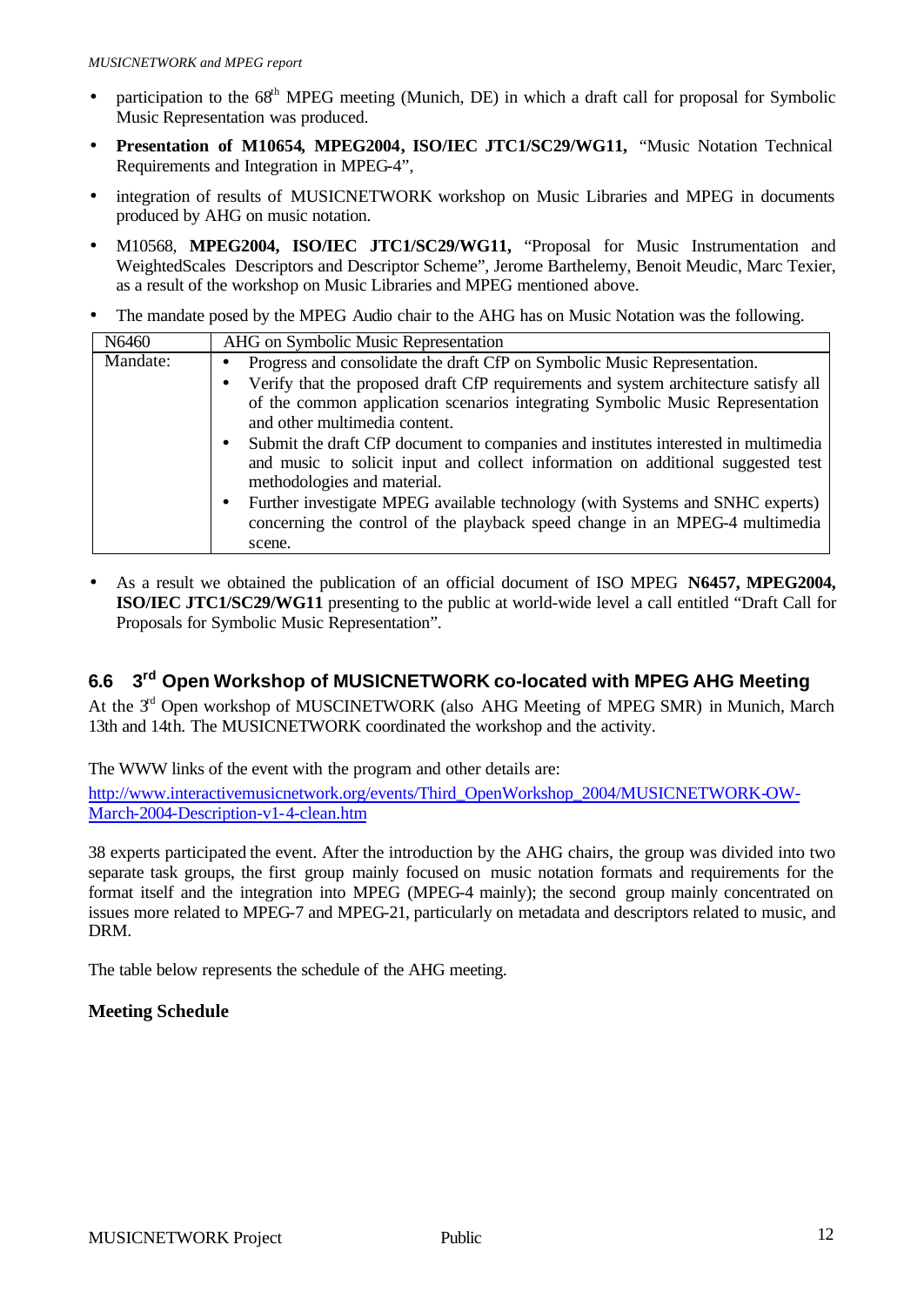- participation to the 68th MPEG meeting (Munich, DE) in which a draft call for proposal for Symbolic Music Representation was produced.
- **Presentation of M10654, MPEG2004, ISO/IEC JTC1/SC29/WG11,** "Music Notation Technical Requirements and Integration in MPEG-4",
- integration of results of MUSICNETWORK workshop on Music Libraries and MPEG in documents produced by AHG on music notation.
- M10568, **MPEG2004, ISO/IEC JTC1/SC29/WG11,** "Proposal for Music Instrumentation and WeightedScales Descriptors and Descriptor Scheme", Jerome Barthelemy, Benoit Meudic, Marc Texier, as a result of the workshop on Music Libraries and MPEG mentioned above.
- The mandate posed by the MPEG Audio chair to the AHG has on Music Notation was the following.

| N6460 | AHG on Symbolic Music Representation |
|---|---|
| Mandate: | • Progress and consolidate the draft CfP on Symbolic Music Representation.<br>• Verify that the proposed draft CfP requirements and system architecture satisfy all of the common application scenarios integrating Symbolic Music Representation and other multimedia content.<br>• Submit the draft CfP document to companies and institutes interested in multimedia and music to solicit input and collect information on additional suggested test methodologies and material.<br>• Further investigate MPEG available technology (with Systems and SNHC experts) concerning the control of the playback speed change in an MPEG-4 multimedia scene. |

- As a result we obtained the publication of an official document of ISO MPEG **N6457, MPEG2004, ISO/IEC JTC1/SC29/WG11** presenting to the public at world-wide level a call entitled "Draft Call for Proposals for Symbolic Music Representation".

## 6.6 3rd Open Workshop of MUSICNETWORK co-located with MPEG AHG Meeting

At the 3rd Open workshop of MUSCINETWORK (also AHG Meeting of MPEG SMR) in Munich, March 13th and 14th. The MUSICNETWORK coordinated the workshop and the activity.

The WWW links of the event with the program and other details are:

http://www.interactivemusicnetwork.org/events/Third_OpenWorkshop_2004/MUSICNETWORK-OW-March-2004-Description-v1-4-clean.htm

38 experts participated the event. After the introduction by the AHG chairs, the group was divided into two separate task groups, the first group mainly focused on music notation formats and requirements for the format itself and the integration into MPEG (MPEG-4 mainly); the second group mainly concentrated on issues more related to MPEG-7 and MPEG-21, particularly on metadata and descriptors related to music, and DRM.

The table below represents the schedule of the AHG meeting.

**Meeting Schedule**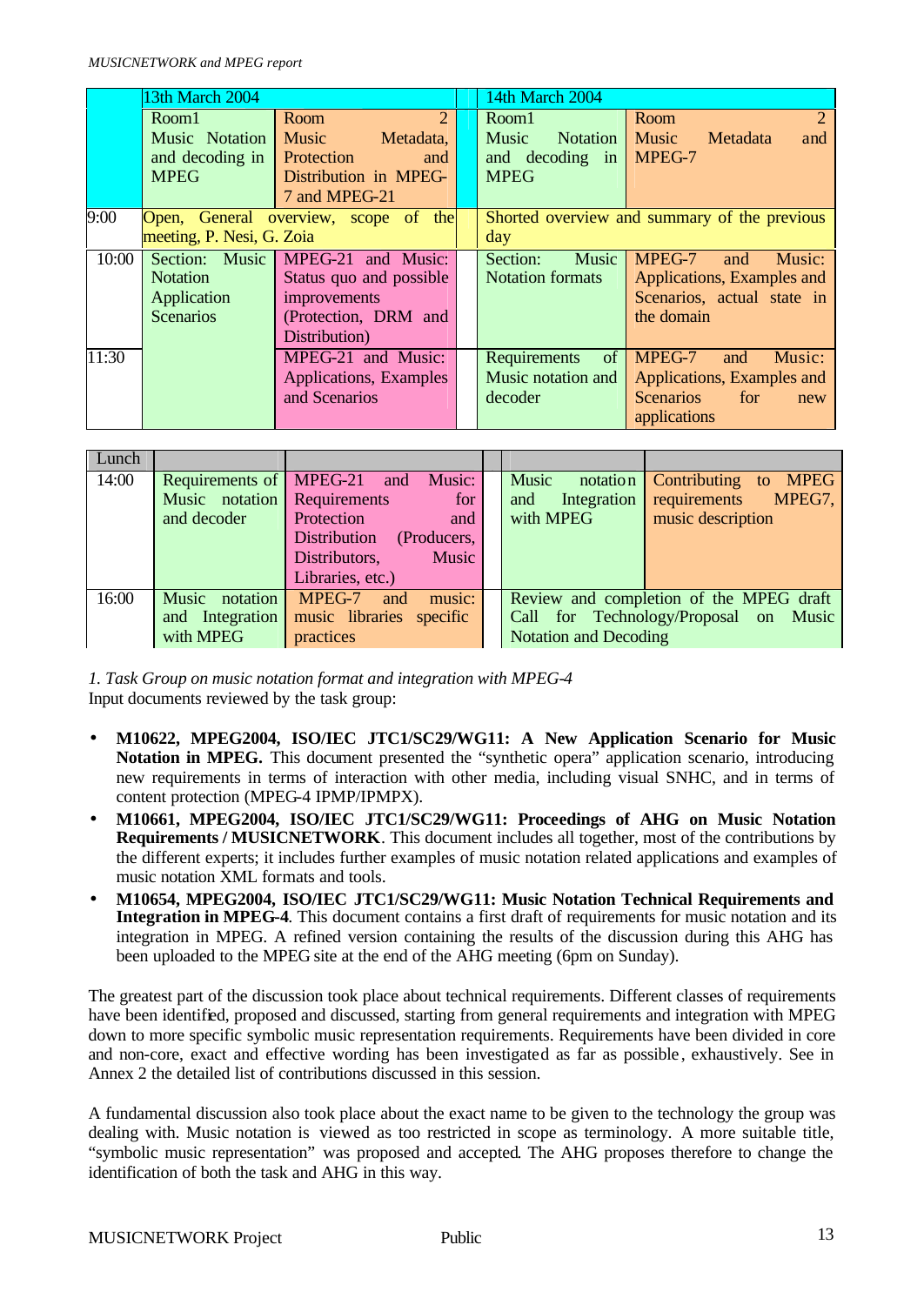| | 13th March 2004 | | | 14th March 2004 | |
|---|---|---|---|---|---|
| | Room1 Music Notation and decoding in MPEG | Room 2 Music Metadata, Protection and Distribution in MPEG-7 and MPEG-21 | | Room1 Music Notation and decoding in MPEG | Room 2 Music Metadata and MPEG-7 |
| 9:00 | Open, General overview, scope of the meeting, P. Nesi, G. Zoia | | | Shorted overview and summary of the previous day | |
| 10:00 | Section: Music Notation Application Scenarios | MPEG-21 and Music: Status quo and possible improvements (Protection, DRM and Distribution) | | Section: Music Notation formats | MPEG-7 and Music: Applications, Examples and Scenarios, actual state in the domain |
| 11:30 | | MPEG-21 and Music: Applications, Examples and Scenarios | | Requirements of Music notation and decoder | MPEG-7 and Music: Applications, Examples and Scenarios for new applications |
| Lunch | | | | | |
| 14:00 | Requirements of Music notation and decoder | MPEG-21 and Music: Requirements for Protection and Distribution (Producers, Distributors, Music Libraries, etc.) | | Music notation and Integration with MPEG | Contributing to MPEG requirements MPEG7, music description |
| 16:00 | Music notation and Integration with MPEG | MPEG-7 and music: music libraries specific practices | | Review and completion of the MPEG draft Call for Technology/Proposal on Music Notation and Decoding | |

*1. Task Group on music notation format and integration with MPEG-4*

Input documents reviewed by the task group:

- **M10622, MPEG2004, ISO/IEC JTC1/SC29/WG11: A New Application Scenario for Music Notation in MPEG.** This document presented the "synthetic opera" application scenario, introducing new requirements in terms of interaction with other media, including visual SNHC, and in terms of content protection (MPEG-4 IPMP/IPMPX).
- **M10661, MPEG2004, ISO/IEC JTC1/SC29/WG11: Proceedings of AHG on Music Notation Requirements / MUSICNETWORK**. This document includes all together, most of the contributions by the different experts; it includes further examples of music notation related applications and examples of music notation XML formats and tools.
- **M10654, MPEG2004, ISO/IEC JTC1/SC29/WG11: Music Notation Technical Requirements and Integration in MPEG-4**. This document contains a first draft of requirements for music notation and its integration in MPEG. A refined version containing the results of the discussion during this AHG has been uploaded to the MPEG site at the end of the AHG meeting (6pm on Sunday).

The greatest part of the discussion took place about technical requirements. Different classes of requirements have been identified, proposed and discussed, starting from general requirements and integration with MPEG down to more specific symbolic music representation requirements. Requirements have been divided in core and non-core, exact and effective wording has been investigated as far as possible, exhaustively. See in Annex 2 the detailed list of contributions discussed in this session.

A fundamental discussion also took place about the exact name to be given to the technology the group was dealing with. Music notation is viewed as too restricted in scope as terminology. A more suitable title, "symbolic music representation" was proposed and accepted. The AHG proposes therefore to change the identification of both the task and AHG in this way.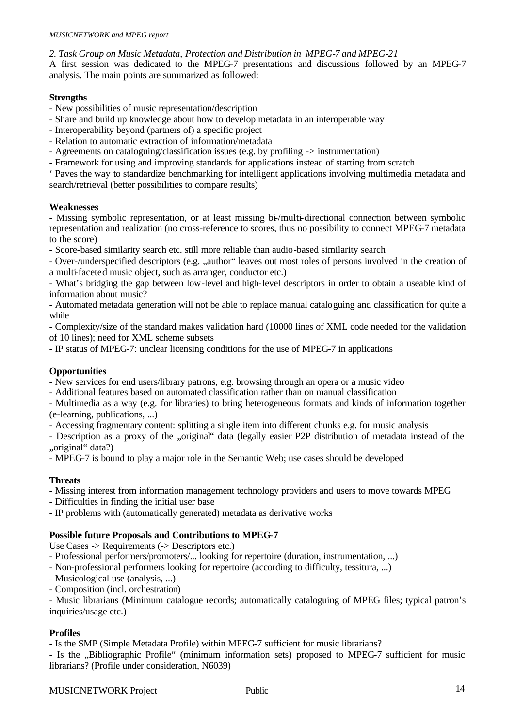*2. Task Group on Music Metadata, Protection and Distribution in MPEG-7 and MPEG-21*

A first session was dedicated to the MPEG-7 presentations and discussions followed by an MPEG-7 analysis. The main points are summarized as followed:

**Strengths**

- New possibilities of music representation/description
- Share and build up knowledge about how to develop metadata in an interoperable way
- Interoperability beyond (partners of) a specific project
- Relation to automatic extraction of information/metadata
- Agreements on cataloguing/classification issues (e.g. by profiling -> instrumentation)
- Framework for using and improving standards for applications instead of starting from scratch

' Paves the way to standardize benchmarking for intelligent applications involving multimedia metadata and search/retrieval (better possibilities to compare results)

**Weaknesses**

- Missing symbolic representation, or at least missing bi-/multi-directional connection between symbolic representation and realization (no cross-reference to scores, thus no possibility to connect MPEG-7 metadata to the score)
- Score-based similarity search etc. still more reliable than audio-based similarity search
- Over-/underspecified descriptors (e.g. „author" leaves out most roles of persons involved in the creation of a multi-faceted music object, such as arranger, conductor etc.)
- What's bridging the gap between low-level and high-level descriptors in order to obtain a useable kind of information about music?
- Automated metadata generation will not be able to replace manual cataloguing and classification for quite a while
- Complexity/size of the standard makes validation hard (10000 lines of XML code needed for the validation of 10 lines); need for XML scheme subsets
- IP status of MPEG-7: unclear licensing conditions for the use of MPEG-7 in applications

**Opportunities**

- New services for end users/library patrons, e.g. browsing through an opera or a music video
- Additional features based on automated classification rather than on manual classification
- Multimedia as a way (e.g. for libraries) to bring heterogeneous formats and kinds of information together (e-learning, publications, ...)
- Accessing fragmentary content: splitting a single item into different chunks e.g. for music analysis
- Description as a proxy of the „original" data (legally easier P2P distribution of metadata instead of the „original" data?)
- MPEG-7 is bound to play a major role in the Semantic Web; use cases should be developed

**Threats**

- Missing interest from information management technology providers and users to move towards MPEG
- Difficulties in finding the initial user base
- IP problems with (automatically generated) metadata as derivative works

**Possible future Proposals and Contributions to MPEG-7**

Use Cases -> Requirements (-> Descriptors etc.)

- Professional performers/promoters/... looking for repertoire (duration, instrumentation, ...)
- Non-professional performers looking for repertoire (according to difficulty, tessitura, ...)
- Musicological use (analysis, ...)
- Composition (incl. orchestration)
- Music librarians (Minimum catalogue records; automatically cataloguing of MPEG files; typical patron's inquiries/usage etc.)

**Profiles**

- Is the SMP (Simple Metadata Profile) within MPEG-7 sufficient for music librarians?
- Is the „Bibliographic Profile" (minimum information sets) proposed to MPEG-7 sufficient for music librarians? (Profile under consideration, N6039)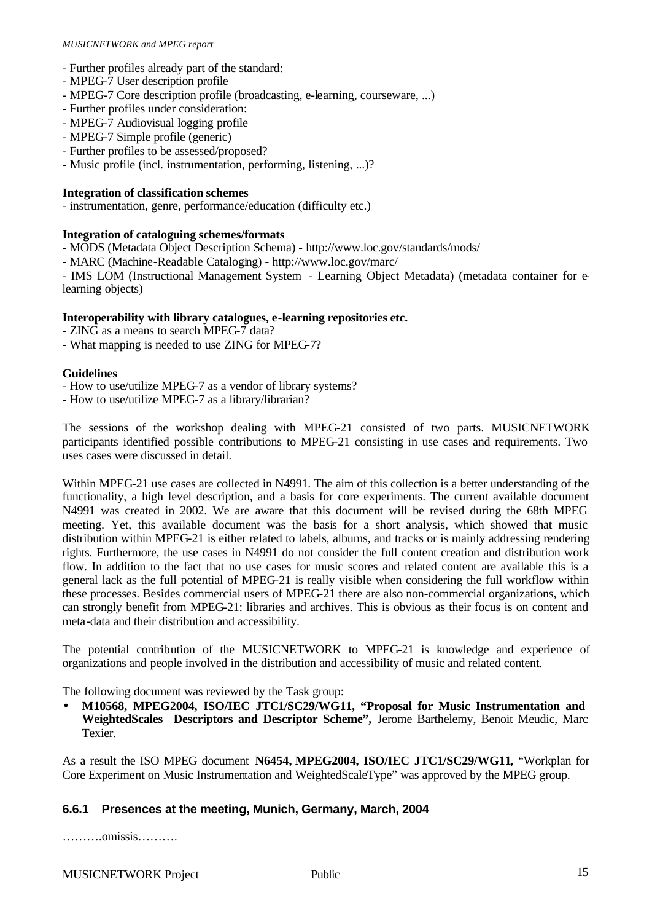- Further profiles already part of the standard:
- MPEG-7 User description profile
- MPEG-7 Core description profile (broadcasting, e-learning, courseware, ...)
- Further profiles under consideration:
- MPEG-7 Audiovisual logging profile
- MPEG-7 Simple profile (generic)
- Further profiles to be assessed/proposed?
- Music profile (incl. instrumentation, performing, listening, ...)?

**Integration of classification schemes**
- instrumentation, genre, performance/education (difficulty etc.)

**Integration of cataloguing schemes/formats**
- MODS (Metadata Object Description Schema) - http://www.loc.gov/standards/mods/
- MARC (Machine-Readable Cataloging) - http://www.loc.gov/marc/
- IMS LOM (Instructional Management System - Learning Object Metadata) (metadata container for e-learning objects)

**Interoperability with library catalogues, e-learning repositories etc.**
- ZING as a means to search MPEG-7 data?
- What mapping is needed to use ZING for MPEG-7?

**Guidelines**
- How to use/utilize MPEG-7 as a vendor of library systems?
- How to use/utilize MPEG-7 as a library/librarian?

The sessions of the workshop dealing with MPEG-21 consisted of two parts. MUSICNETWORK participants identified possible contributions to MPEG-21 consisting in use cases and requirements. Two uses cases were discussed in detail.

Within MPEG-21 use cases are collected in N4991. The aim of this collection is a better understanding of the functionality, a high level description, and a basis for core experiments. The current available document N4991 was created in 2002. We are aware that this document will be revised during the 68th MPEG meeting. Yet, this available document was the basis for a short analysis, which showed that music distribution within MPEG-21 is either related to labels, albums, and tracks or is mainly addressing rendering rights. Furthermore, the use cases in N4991 do not consider the full content creation and distribution work flow. In addition to the fact that no use cases for music scores and related content are available this is a general lack as the full potential of MPEG-21 is really visible when considering the full workflow within these processes. Besides commercial users of MPEG-21 there are also non-commercial organizations, which can strongly benefit from MPEG-21: libraries and archives. This is obvious as their focus is on content and meta-data and their distribution and accessibility.

The potential contribution of the MUSICNETWORK to MPEG-21 is knowledge and experience of organizations and people involved in the distribution and accessibility of music and related content.

The following document was reviewed by the Task group:

- **M10568, MPEG2004, ISO/IEC JTC1/SC29/WG11, "Proposal for Music Instrumentation and WeightedScales Descriptors and Descriptor Scheme",** Jerome Barthelemy, Benoit Meudic, Marc Texier.

As a result the ISO MPEG document **N6454, MPEG2004, ISO/IEC JTC1/SC29/WG11,** "Workplan for Core Experiment on Music Instrumentation and WeightedScaleType" was approved by the MPEG group.

### 6.6.1 Presences at the meeting, Munich, Germany, March, 2004

……….omissis……….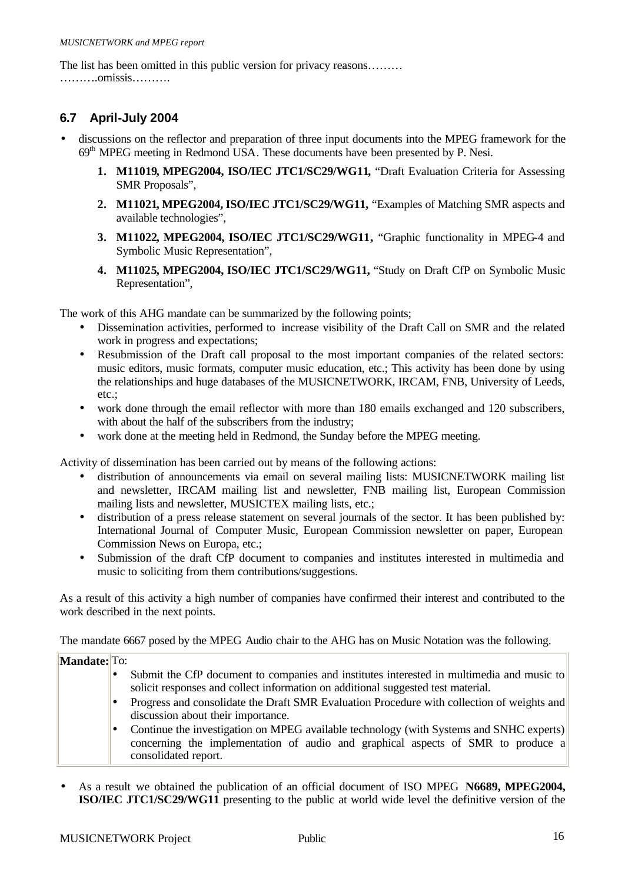The list has been omitted in this public version for privacy reasons………
……….omissis……….

## 6.7 April-July 2004

- discussions on the reflector and preparation of three input documents into the MPEG framework for the 69th MPEG meeting in Redmond USA. These documents have been presented by P. Nesi.
  1. **M11019, MPEG2004, ISO/IEC JTC1/SC29/WG11,** "Draft Evaluation Criteria for Assessing SMR Proposals",
  2. **M11021, MPEG2004, ISO/IEC JTC1/SC29/WG11,** "Examples of Matching SMR aspects and available technologies",
  3. **M11022, MPEG2004, ISO/IEC JTC1/SC29/WG11,** "Graphic functionality in MPEG-4 and Symbolic Music Representation",
  4. **M11025, MPEG2004, ISO/IEC JTC1/SC29/WG11,** "Study on Draft CfP on Symbolic Music Representation",

The work of this AHG mandate can be summarized by the following points;

- Dissemination activities, performed to increase visibility of the Draft Call on SMR and the related work in progress and expectations;
- Resubmission of the Draft call proposal to the most important companies of the related sectors: music editors, music formats, computer music education, etc.; This activity has been done by using the relationships and huge databases of the MUSICNETWORK, IRCAM, FNB, University of Leeds, etc.;
- work done through the email reflector with more than 180 emails exchanged and 120 subscribers, with about the half of the subscribers from the industry;
- work done at the meeting held in Redmond, the Sunday before the MPEG meeting.

Activity of dissemination has been carried out by means of the following actions:

- distribution of announcements via email on several mailing lists: MUSICNETWORK mailing list and newsletter, IRCAM mailing list and newsletter, FNB mailing list, European Commission mailing lists and newsletter, MUSICTEX mailing lists, etc.;
- distribution of a press release statement on several journals of the sector. It has been published by: International Journal of Computer Music, European Commission newsletter on paper, European Commission News on Europa, etc.;
- Submission of the draft CfP document to companies and institutes interested in multimedia and music to soliciting from them contributions/suggestions.

As a result of this activity a high number of companies have confirmed their interest and contributed to the work described in the next points.

The mandate 6667 posed by the MPEG Audio chair to the AHG has on Music Notation was the following.

| **Mandate:** | To:<br>• Submit the CfP document to companies and institutes interested in multimedia and music to solicit responses and collect information on additional suggested test material.<br>• Progress and consolidate the Draft SMR Evaluation Procedure with collection of weights and discussion about their importance.<br>• Continue the investigation on MPEG available technology (with Systems and SNHC experts) concerning the implementation of audio and graphical aspects of SMR to produce a consolidated report. |
|---|---|

- As a result we obtained the publication of an official document of ISO MPEG **N6689, MPEG2004, ISO/IEC JTC1/SC29/WG11** presenting to the public at world wide level the definitive version of the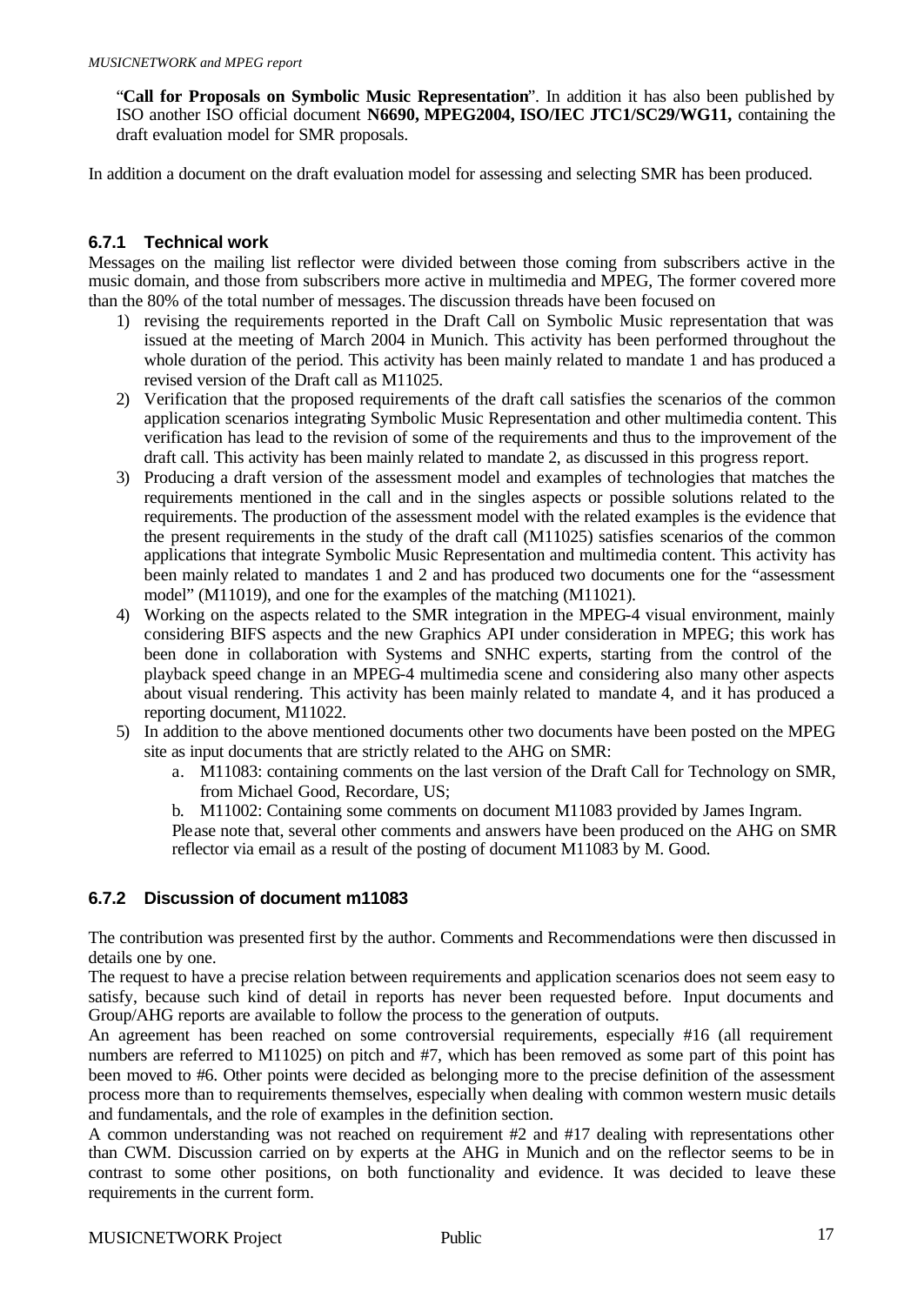"**Call for Proposals on Symbolic Music Representation**". In addition it has also been published by ISO another ISO official document **N6690, MPEG2004, ISO/IEC JTC1/SC29/WG11,** containing the draft evaluation model for SMR proposals.

In addition a document on the draft evaluation model for assessing and selecting SMR has been produced.

### 6.7.1 Technical work

Messages on the mailing list reflector were divided between those coming from subscribers active in the music domain, and those from subscribers more active in multimedia and MPEG, The former covered more than the 80% of the total number of messages. The discussion threads have been focused on

1) revising the requirements reported in the Draft Call on Symbolic Music representation that was issued at the meeting of March 2004 in Munich. This activity has been performed throughout the whole duration of the period. This activity has been mainly related to mandate 1 and has produced a revised version of the Draft call as M11025.
2) Verification that the proposed requirements of the draft call satisfies the scenarios of the common application scenarios integrating Symbolic Music Representation and other multimedia content. This verification has lead to the revision of some of the requirements and thus to the improvement of the draft call. This activity has been mainly related to mandate 2, as discussed in this progress report.
3) Producing a draft version of the assessment model and examples of technologies that matches the requirements mentioned in the call and in the singles aspects or possible solutions related to the requirements. The production of the assessment model with the related examples is the evidence that the present requirements in the study of the draft call (M11025) satisfies scenarios of the common applications that integrate Symbolic Music Representation and multimedia content. This activity has been mainly related to mandates 1 and 2 and has produced two documents one for the "assessment model" (M11019), and one for the examples of the matching (M11021).
4) Working on the aspects related to the SMR integration in the MPEG-4 visual environment, mainly considering BIFS aspects and the new Graphics API under consideration in MPEG; this work has been done in collaboration with Systems and SNHC experts, starting from the control of the playback speed change in an MPEG-4 multimedia scene and considering also many other aspects about visual rendering. This activity has been mainly related to mandate 4, and it has produced a reporting document, M11022.
5) In addition to the above mentioned documents other two documents have been posted on the MPEG site as input documents that are strictly related to the AHG on SMR:
   a. M11083: containing comments on the last version of the Draft Call for Technology on SMR, from Michael Good, Recordare, US;
   b. M11002: Containing some comments on document M11083 provided by James Ingram.

   Please note that, several other comments and answers have been produced on the AHG on SMR reflector via email as a result of the posting of document M11083 by M. Good.

### 6.7.2 Discussion of document m11083

The contribution was presented first by the author. Comments and Recommendations were then discussed in details one by one.

The request to have a precise relation between requirements and application scenarios does not seem easy to satisfy, because such kind of detail in reports has never been requested before. Input documents and Group/AHG reports are available to follow the process to the generation of outputs.

An agreement has been reached on some controversial requirements, especially #16 (all requirement numbers are referred to M11025) on pitch and #7, which has been removed as some part of this point has been moved to #6. Other points were decided as belonging more to the precise definition of the assessment process more than to requirements themselves, especially when dealing with common western music details and fundamentals, and the role of examples in the definition section.

A common understanding was not reached on requirement #2 and #17 dealing with representations other than CWM. Discussion carried on by experts at the AHG in Munich and on the reflector seems to be in contrast to some other positions, on both functionality and evidence. It was decided to leave these requirements in the current form.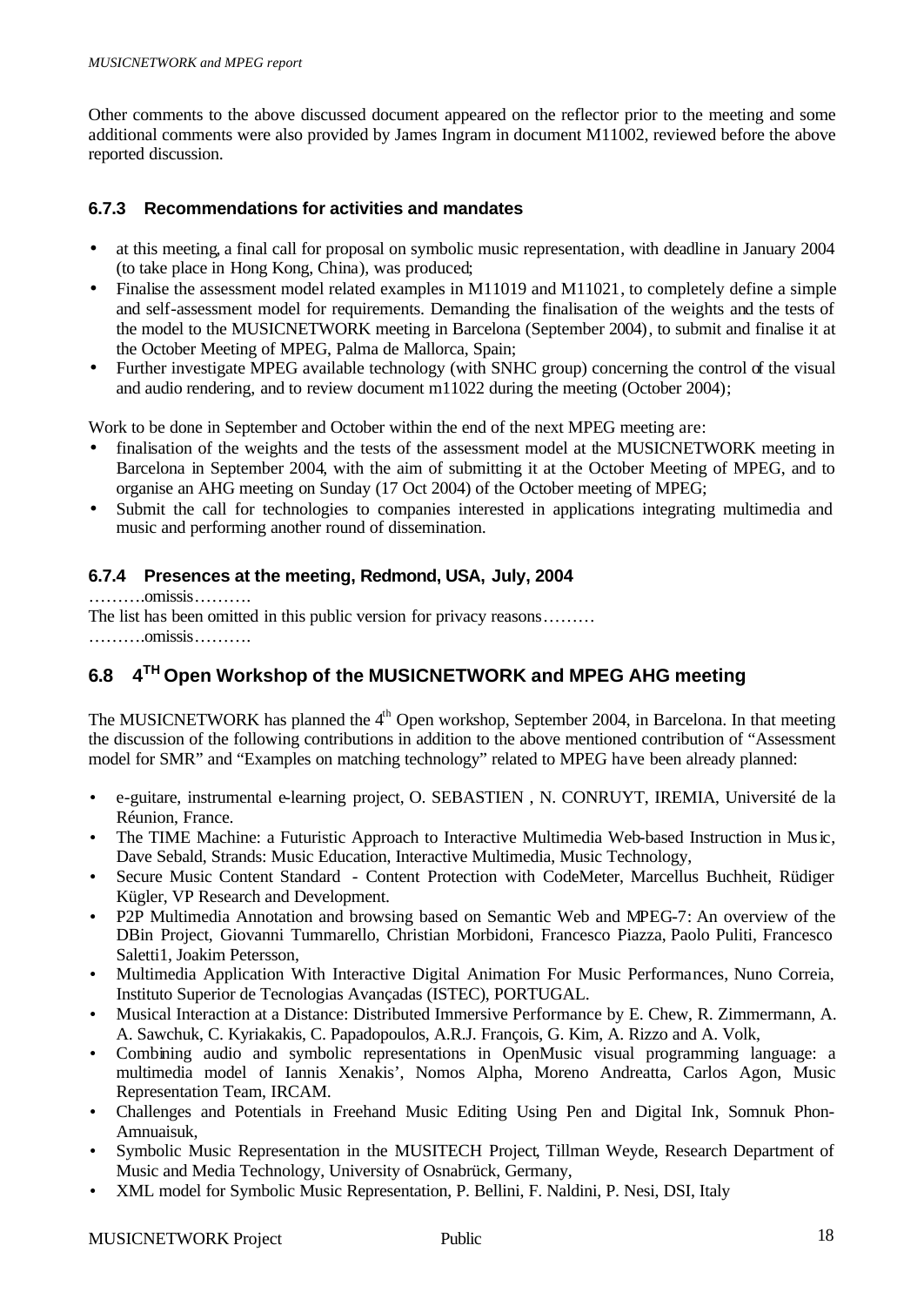Other comments to the above discussed document appeared on the reflector prior to the meeting and some additional comments were also provided by James Ingram in document M11002, reviewed before the above reported discussion.

### 6.7.3 Recommendations for activities and mandates

- at this meeting, a final call for proposal on symbolic music representation, with deadline in January 2004 (to take place in Hong Kong, China), was produced;
- Finalise the assessment model related examples in M11019 and M11021, to completely define a simple and self-assessment model for requirements. Demanding the finalisation of the weights and the tests of the model to the MUSICNETWORK meeting in Barcelona (September 2004), to submit and finalise it at the October Meeting of MPEG, Palma de Mallorca, Spain;
- Further investigate MPEG available technology (with SNHC group) concerning the control of the visual and audio rendering, and to review document m11022 during the meeting (October 2004);

Work to be done in September and October within the end of the next MPEG meeting are:

- finalisation of the weights and the tests of the assessment model at the MUSICNETWORK meeting in Barcelona in September 2004, with the aim of submitting it at the October Meeting of MPEG, and to organise an AHG meeting on Sunday (17 Oct 2004) of the October meeting of MPEG;
- Submit the call for technologies to companies interested in applications integrating multimedia and music and performing another round of dissemination.

### 6.7.4 Presences at the meeting, Redmond, USA, July, 2004

……….omissis……….

The list has been omitted in this public version for privacy reasons………

……….omissis……….

## 6.8 4TH Open Workshop of the MUSICNETWORK and MPEG AHG meeting

The MUSICNETWORK has planned the 4th Open workshop, September 2004, in Barcelona. In that meeting the discussion of the following contributions in addition to the above mentioned contribution of "Assessment model for SMR" and "Examples on matching technology" related to MPEG have been already planned:

- e-guitare, instrumental e-learning project, O. SEBASTIEN , N. CONRUYT, IREMIA, Université de la Réunion, France.
- The TIME Machine: a Futuristic Approach to Interactive Multimedia Web-based Instruction in Music, Dave Sebald, Strands: Music Education, Interactive Multimedia, Music Technology,
- Secure Music Content Standard - Content Protection with CodeMeter, Marcellus Buchheit, Rüdiger Kügler, VP Research and Development.
- P2P Multimedia Annotation and browsing based on Semantic Web and MPEG-7: An overview of the DBin Project, Giovanni Tummarello, Christian Morbidoni, Francesco Piazza, Paolo Puliti, Francesco Saletti1, Joakim Petersson,
- Multimedia Application With Interactive Digital Animation For Music Performances, Nuno Correia, Instituto Superior de Tecnologias Avançadas (ISTEC), PORTUGAL.
- Musical Interaction at a Distance: Distributed Immersive Performance by E. Chew, R. Zimmermann, A. A. Sawchuk, C. Kyriakakis, C. Papadopoulos, A.R.J. François, G. Kim, A. Rizzo and A. Volk,
- Combining audio and symbolic representations in OpenMusic visual programming language: a multimedia model of Iannis Xenakis', Nomos Alpha, Moreno Andreatta, Carlos Agon, Music Representation Team, IRCAM.
- Challenges and Potentials in Freehand Music Editing Using Pen and Digital Ink, Somnuk Phon-Amnuaisuk,
- Symbolic Music Representation in the MUSITECH Project, Tillman Weyde, Research Department of Music and Media Technology, University of Osnabrück, Germany,
- XML model for Symbolic Music Representation, P. Bellini, F. Naldini, P. Nesi, DSI, Italy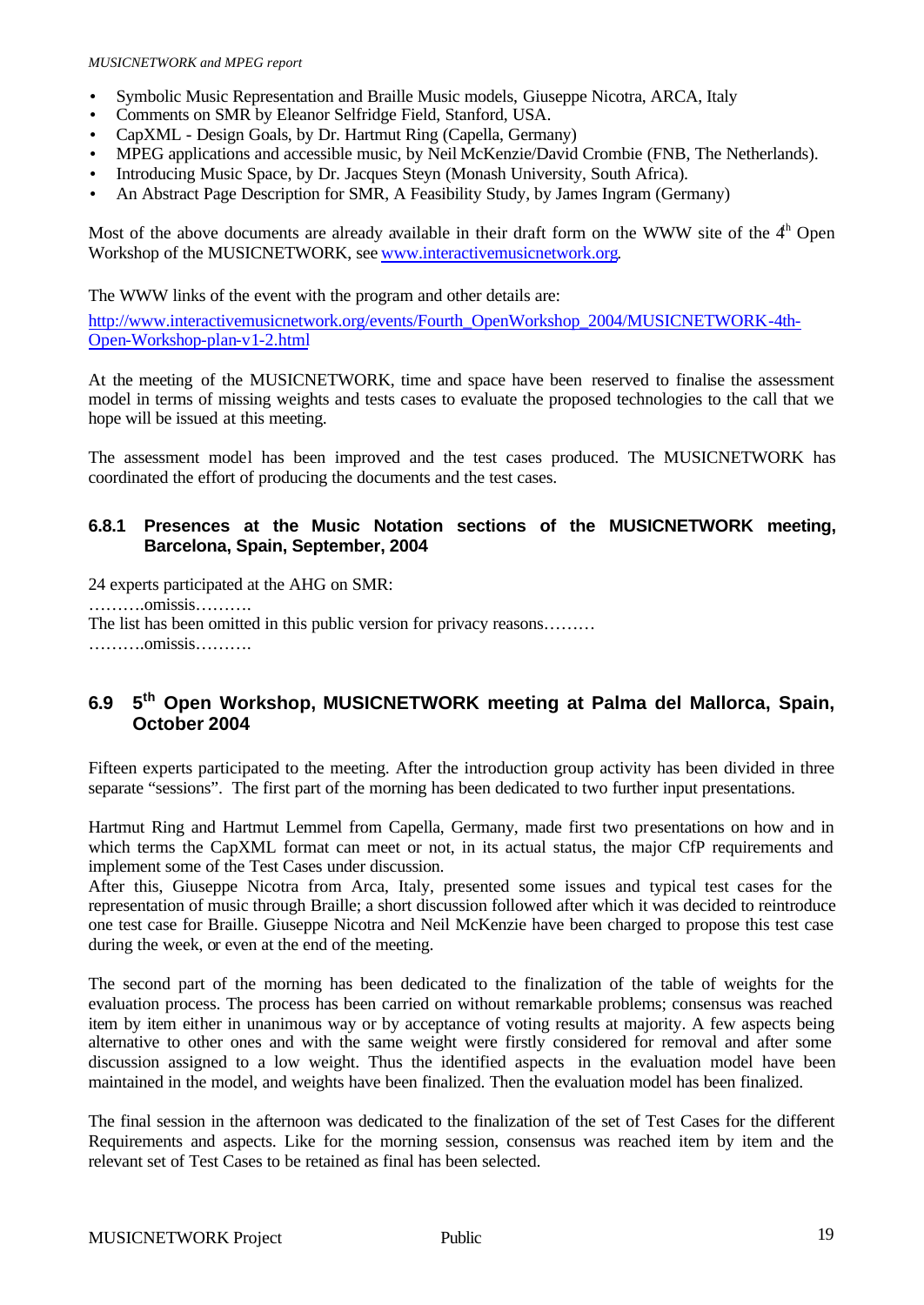- Symbolic Music Representation and Braille Music models, Giuseppe Nicotra, ARCA, Italy
- Comments on SMR by Eleanor Selfridge Field, Stanford, USA.
- CapXML - Design Goals, by Dr. Hartmut Ring (Capella, Germany)
- MPEG applications and accessible music, by Neil McKenzie/David Crombie (FNB, The Netherlands).
- Introducing Music Space, by Dr. Jacques Steyn (Monash University, South Africa).
- An Abstract Page Description for SMR, A Feasibility Study, by James Ingram (Germany)

Most of the above documents are already available in their draft form on the WWW site of the 4th Open Workshop of the MUSICNETWORK, see www.interactivemusicnetwork.org.

The WWW links of the event with the program and other details are:

http://www.interactivemusicnetwork.org/events/Fourth_OpenWorkshop_2004/MUSICNETWORK-4th-Open-Workshop-plan-v1-2.html

At the meeting of the MUSICNETWORK, time and space have been reserved to finalise the assessment model in terms of missing weights and tests cases to evaluate the proposed technologies to the call that we hope will be issued at this meeting.

The assessment model has been improved and the test cases produced. The MUSICNETWORK has coordinated the effort of producing the documents and the test cases.

### 6.8.1 Presences at the Music Notation sections of the MUSICNETWORK meeting, Barcelona, Spain, September, 2004

24 experts participated at the AHG on SMR:

……….omissis……….

The list has been omitted in this public version for privacy reasons………

……….omissis……….

## 6.9 5th Open Workshop, MUSICNETWORK meeting at Palma del Mallorca, Spain, October 2004

Fifteen experts participated to the meeting. After the introduction group activity has been divided in three separate "sessions". The first part of the morning has been dedicated to two further input presentations.

Hartmut Ring and Hartmut Lemmel from Capella, Germany, made first two presentations on how and in which terms the CapXML format can meet or not, in its actual status, the major CfP requirements and implement some of the Test Cases under discussion.

After this, Giuseppe Nicotra from Arca, Italy, presented some issues and typical test cases for the representation of music through Braille; a short discussion followed after which it was decided to reintroduce one test case for Braille. Giuseppe Nicotra and Neil McKenzie have been charged to propose this test case during the week, or even at the end of the meeting.

The second part of the morning has been dedicated to the finalization of the table of weights for the evaluation process. The process has been carried on without remarkable problems; consensus was reached item by item either in unanimous way or by acceptance of voting results at majority. A few aspects being alternative to other ones and with the same weight were firstly considered for removal and after some discussion assigned to a low weight. Thus the identified aspects in the evaluation model have been maintained in the model, and weights have been finalized. Then the evaluation model has been finalized.

The final session in the afternoon was dedicated to the finalization of the set of Test Cases for the different Requirements and aspects. Like for the morning session, consensus was reached item by item and the relevant set of Test Cases to be retained as final has been selected.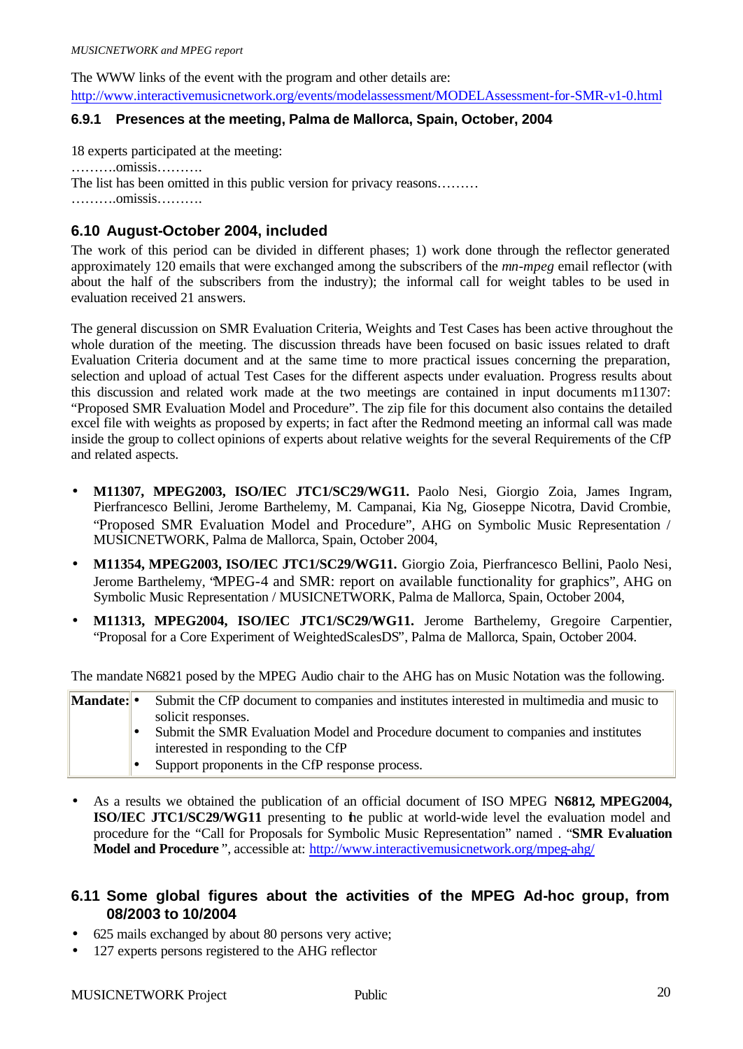The WWW links of the event with the program and other details are:
http://www.interactivemusicnetwork.org/events/modelassessment/MODELAssessment-for-SMR-v1-0.html

### 6.9.1 Presences at the meeting, Palma de Mallorca, Spain, October, 2004

18 experts participated at the meeting:
……….omissis……….
The list has been omitted in this public version for privacy reasons………
……….omissis……….

## 6.10 August-October 2004, included

The work of this period can be divided in different phases; 1) work done through the reflector generated approximately 120 emails that were exchanged among the subscribers of the *mn-mpeg* email reflector (with about the half of the subscribers from the industry); the informal call for weight tables to be used in evaluation received 21 answers.

The general discussion on SMR Evaluation Criteria, Weights and Test Cases has been active throughout the whole duration of the meeting. The discussion threads have been focused on basic issues related to draft Evaluation Criteria document and at the same time to more practical issues concerning the preparation, selection and upload of actual Test Cases for the different aspects under evaluation. Progress results about this discussion and related work made at the two meetings are contained in input documents m11307: "Proposed SMR Evaluation Model and Procedure". The zip file for this document also contains the detailed excel file with weights as proposed by experts; in fact after the Redmond meeting an informal call was made inside the group to collect opinions of experts about relative weights for the several Requirements of the CfP and related aspects.

- **M11307, MPEG2003, ISO/IEC JTC1/SC29/WG11.** Paolo Nesi, Giorgio Zoia, James Ingram, Pierfrancesco Bellini, Jerome Barthelemy, M. Campanai, Kia Ng, Gioseppe Nicotra, David Crombie, "Proposed SMR Evaluation Model and Procedure", AHG on Symbolic Music Representation / MUSICNETWORK, Palma de Mallorca, Spain, October 2004,
- **M11354, MPEG2003, ISO/IEC JTC1/SC29/WG11.** Giorgio Zoia, Pierfrancesco Bellini, Paolo Nesi, Jerome Barthelemy, "MPEG-4 and SMR: report on available functionality for graphics", AHG on Symbolic Music Representation / MUSICNETWORK, Palma de Mallorca, Spain, October 2004,
- **M11313, MPEG2004, ISO/IEC JTC1/SC29/WG11.** Jerome Barthelemy, Gregoire Carpentier, "Proposal for a Core Experiment of WeightedScalesDS", Palma de Mallorca, Spain, October 2004.

The mandate N6821 posed by the MPEG Audio chair to the AHG has on Music Notation was the following.

| **Mandate:** | • Submit the CfP document to companies and institutes interested in multimedia and music to solicit responses.<br>• Submit the SMR Evaluation Model and Procedure document to companies and institutes interested in responding to the CfP<br>• Support proponents in the CfP response process. |
|---|---|

- As a results we obtained the publication of an official document of ISO MPEG **N6812, MPEG2004, ISO/IEC JTC1/SC29/WG11** presenting to the public at world-wide level the evaluation model and procedure for the "Call for Proposals for Symbolic Music Representation" named . "**SMR Evaluation Model and Procedure** ", accessible at: http://www.interactivemusicnetwork.org/mpeg-ahg/

## 6.11 Some global figures about the activities of the MPEG Ad-hoc group, from 08/2003 to 10/2004

- 625 mails exchanged by about 80 persons very active;
- 127 experts persons registered to the AHG reflector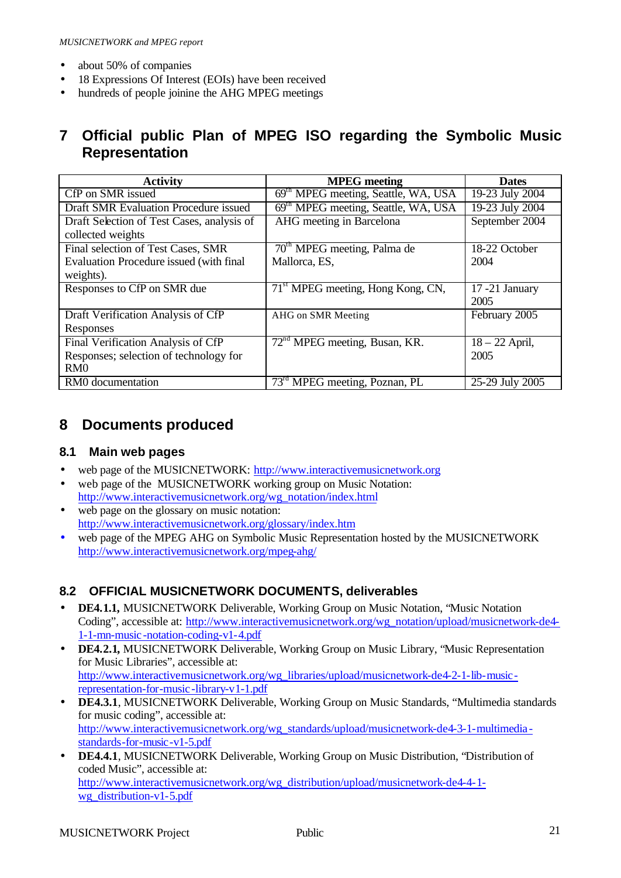- about 50% of companies
- 18 Expressions Of Interest (EOIs) have been received
- hundreds of people joinine the AHG MPEG meetings

# 7 Official public Plan of MPEG ISO regarding the Symbolic Music Representation

| Activity | MPEG meeting | Dates |
|---|---|---|
| CfP on SMR issued | 69th MPEG meeting, Seattle, WA, USA | 19-23 July 2004 |
| Draft SMR Evaluation Procedure issued | 69th MPEG meeting, Seattle, WA, USA | 19-23 July 2004 |
| Draft Selection of Test Cases, analysis of collected weights | AHG meeting in Barcelona | September 2004 |
| Final selection of Test Cases, SMR Evaluation Procedure issued (with final weights). | 70th MPEG meeting, Palma de Mallorca, ES, | 18-22 October 2004 |
| Responses to CfP on SMR due | 71st MPEG meeting, Hong Kong, CN, | 17 -21 January 2005 |
| Draft Verification Analysis of CfP Responses | AHG on SMR Meeting | February 2005 |
| Final Verification Analysis of CfP Responses; selection of technology for RM0 | 72nd MPEG meeting, Busan, KR. | 18 – 22 April, 2005 |
| RM0 documentation | 73rd MPEG meeting, Poznan, PL | 25-29 July 2005 |

# 8 Documents produced

## 8.1 Main web pages

- web page of the MUSICNETWORK: http://www.interactivemusicnetwork.org
- web page of the MUSICNETWORK working group on Music Notation: http://www.interactivemusicnetwork.org/wg_notation/index.html
- web page on the glossary on music notation: http://www.interactivemusicnetwork.org/glossary/index.htm
- web page of the MPEG AHG on Symbolic Music Representation hosted by the MUSICNETWORK http://www.interactivemusicnetwork.org/mpeg-ahg/

## 8.2 OFFICIAL MUSICNETWORK DOCUMENTS, deliverables

- **DE4.1.1,** MUSICNETWORK Deliverable, Working Group on Music Notation, "Music Notation Coding", accessible at: http://www.interactivemusicnetwork.org/wg_notation/upload/musicnetwork-de4-1-1-mn-music-notation-coding-v1-4.pdf
- **DE4.2.1,** MUSICNETWORK Deliverable, Working Group on Music Library, "Music Representation for Music Libraries", accessible at: http://www.interactivemusicnetwork.org/wg_libraries/upload/musicnetwork-de4-2-1-lib-music-representation-for-music-library-v1-1.pdf
- **DE4.3.1**, MUSICNETWORK Deliverable, Working Group on Music Standards, "Multimedia standards for music coding", accessible at: http://www.interactivemusicnetwork.org/wg_standards/upload/musicnetwork-de4-3-1-multimedia-standards-for-music-v1-5.pdf
- **DE4.4.1**, MUSICNETWORK Deliverable, Working Group on Music Distribution, "Distribution of coded Music", accessible at: http://www.interactivemusicnetwork.org/wg_distribution/upload/musicnetwork-de4-4-1-wg_distribution-v1-5.pdf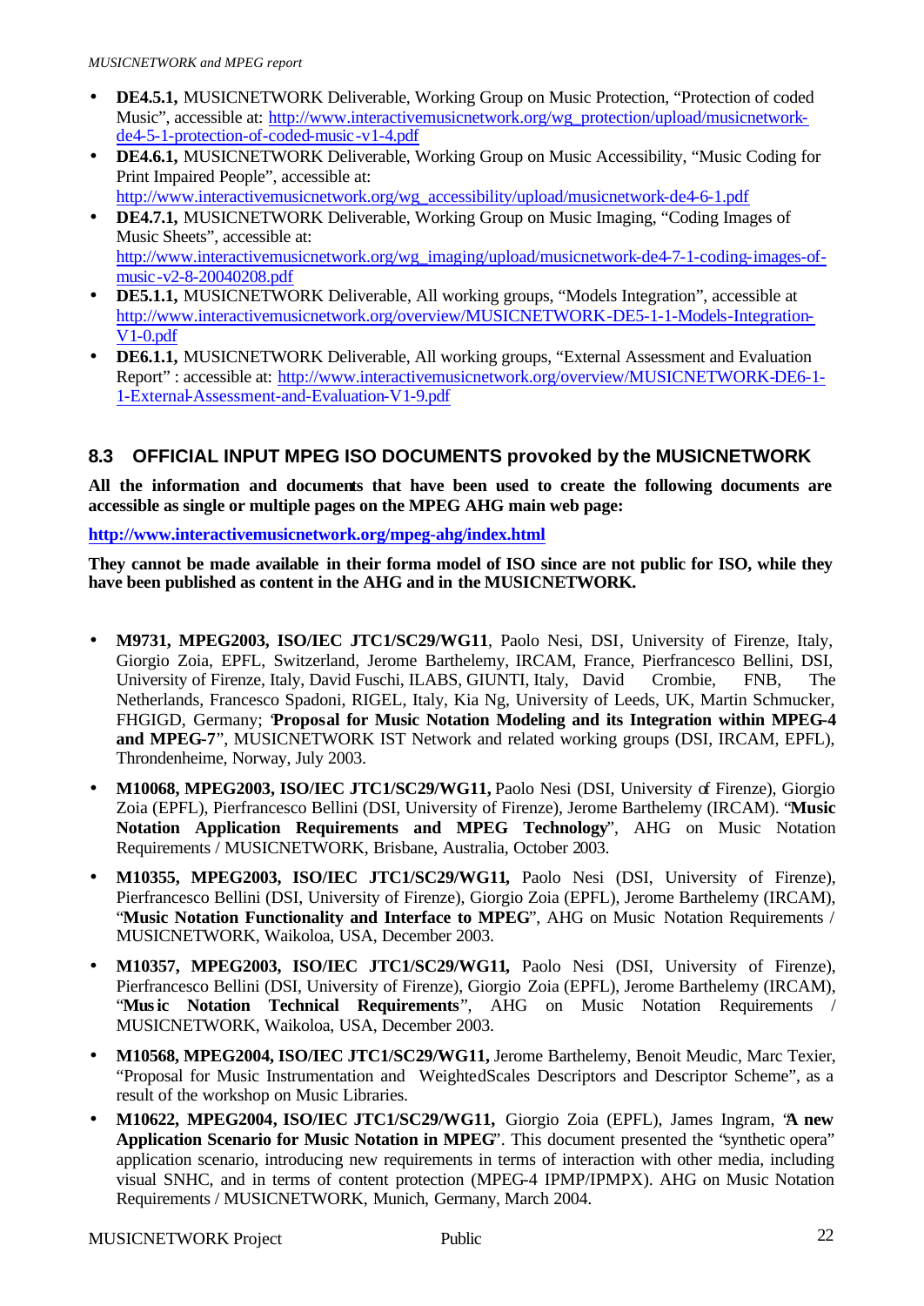- **DE4.5.1,** MUSICNETWORK Deliverable, Working Group on Music Protection, "Protection of coded Music", accessible at: http://www.interactivemusicnetwork.org/wg_protection/upload/musicnetwork-de4-5-1-protection-of-coded-music-v1-4.pdf
- **DE4.6.1,** MUSICNETWORK Deliverable, Working Group on Music Accessibility, "Music Coding for Print Impaired People", accessible at: http://www.interactivemusicnetwork.org/wg_accessibility/upload/musicnetwork-de4-6-1.pdf
- **DE4.7.1,** MUSICNETWORK Deliverable, Working Group on Music Imaging, "Coding Images of Music Sheets", accessible at: http://www.interactivemusicnetwork.org/wg_imaging/upload/musicnetwork-de4-7-1-coding-images-of-music-v2-8-20040208.pdf
- **DE5.1.1,** MUSICNETWORK Deliverable, All working groups, "Models Integration", accessible at http://www.interactivemusicnetwork.org/overview/MUSICNETWORK-DE5-1-1-Models-Integration-V1-0.pdf
- **DE6.1.1,** MUSICNETWORK Deliverable, All working groups, "External Assessment and Evaluation Report" : accessible at: http://www.interactivemusicnetwork.org/overview/MUSICNETWORK-DE6-1-1-External-Assessment-and-Evaluation-V1-9.pdf

## 8.3 OFFICIAL INPUT MPEG ISO DOCUMENTS provoked by the MUSICNETWORK

**All the information and documents that have been used to create the following documents are accessible as single or multiple pages on the MPEG AHG main web page:**

**http://www.interactivemusicnetwork.org/mpeg-ahg/index.html**

**They cannot be made available in their forma model of ISO since are not public for ISO, while they have been published as content in the AHG and in the MUSICNETWORK.**

- **M9731, MPEG2003, ISO/IEC JTC1/SC29/WG11**, Paolo Nesi, DSI, University of Firenze, Italy, Giorgio Zoia, EPFL, Switzerland, Jerome Barthelemy, IRCAM, France, Pierfrancesco Bellini, DSI, University of Firenze, Italy, David Fuschi, ILABS, GIUNTI, Italy, David Crombie, FNB, The Netherlands, Francesco Spadoni, RIGEL, Italy, Kia Ng, University of Leeds, UK, Martin Schmucker, FHGIGD, Germany; "**Proposal for Music Notation Modeling and its Integration within MPEG-4 and MPEG-7**", MUSICNETWORK IST Network and related working groups (DSI, IRCAM, EPFL), Throndenheime, Norway, July 2003.
- **M10068, MPEG2003, ISO/IEC JTC1/SC29/WG11,** Paolo Nesi (DSI, University of Firenze), Giorgio Zoia (EPFL), Pierfrancesco Bellini (DSI, University of Firenze), Jerome Barthelemy (IRCAM). "**Music Notation Application Requirements and MPEG Technology**", AHG on Music Notation Requirements / MUSICNETWORK, Brisbane, Australia, October 2003.
- **M10355, MPEG2003, ISO/IEC JTC1/SC29/WG11,** Paolo Nesi (DSI, University of Firenze), Pierfrancesco Bellini (DSI, University of Firenze), Giorgio Zoia (EPFL), Jerome Barthelemy (IRCAM), "**Music Notation Functionality and Interface to MPEG**", AHG on Music Notation Requirements / MUSICNETWORK, Waikoloa, USA, December 2003.
- **M10357, MPEG2003, ISO/IEC JTC1/SC29/WG11,** Paolo Nesi (DSI, University of Firenze), Pierfrancesco Bellini (DSI, University of Firenze), Giorgio Zoia (EPFL), Jerome Barthelemy (IRCAM), "**Music Notation Technical Requirements**", AHG on Music Notation Requirements / MUSICNETWORK, Waikoloa, USA, December 2003.
- **M10568, MPEG2004, ISO/IEC JTC1/SC29/WG11,** Jerome Barthelemy, Benoit Meudic, Marc Texier, "Proposal for Music Instrumentation and WeightedScales Descriptors and Descriptor Scheme", as a result of the workshop on Music Libraries.
- **M10622, MPEG2004, ISO/IEC JTC1/SC29/WG11,** Giorgio Zoia (EPFL), James Ingram, "**A new Application Scenario for Music Notation in MPEG**". This document presented the "synthetic opera" application scenario, introducing new requirements in terms of interaction with other media, including visual SNHC, and in terms of content protection (MPEG-4 IPMP/IPMPX). AHG on Music Notation Requirements / MUSICNETWORK, Munich, Germany, March 2004.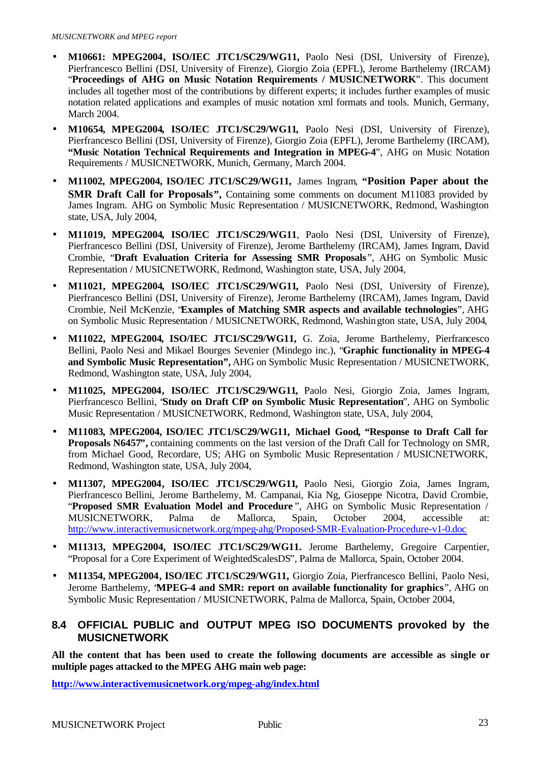- **M10661: MPEG2004, ISO/IEC JTC1/SC29/WG11,** Paolo Nesi (DSI, University of Firenze), Pierfrancesco Bellini (DSI, University of Firenze), Giorgio Zoia (EPFL), Jerome Barthelemy (IRCAM) "**Proceedings of AHG on Music Notation Requirements / MUSICNETWORK**". This document includes all together most of the contributions by different experts; it includes further examples of music notation related applications and examples of music notation xml formats and tools. Munich, Germany, March 2004.
- **M10654, MPEG2004, ISO/IEC JTC1/SC29/WG11,** Paolo Nesi (DSI, University of Firenze), Pierfrancesco Bellini (DSI, University of Firenze), Giorgio Zoia (EPFL), Jerome Barthelemy (IRCAM), **"Music Notation Technical Requirements and Integration in MPEG-4"**, AHG on Music Notation Requirements / MUSICNETWORK, Munich, Germany, March 2004.
- **M11002, MPEG2004, ISO/IEC JTC1/SC29/WG11,** James Ingram, **"Position Paper about the SMR Draft Call for Proposals",** Containing some comments on document M11083 provided by James Ingram. AHG on Symbolic Music Representation / MUSICNETWORK, Redmond, Washington state, USA, July 2004,
- **M11019, MPEG2004, ISO/IEC JTC1/SC29/WG11**, Paolo Nesi (DSI, University of Firenze), Pierfrancesco Bellini (DSI, University of Firenze), Jerome Barthelemy (IRCAM), James Ingram, David Crombie, "**Draft Evaluation Criteria for Assessing SMR Proposals**", AHG on Symbolic Music Representation / MUSICNETWORK, Redmond, Washington state, USA, July 2004,
- **M11021, MPEG2004, ISO/IEC JTC1/SC29/WG11,** Paolo Nesi (DSI, University of Firenze), Pierfrancesco Bellini (DSI, University of Firenze), Jerome Barthelemy (IRCAM), James Ingram, David Crombie, Neil McKenzie, "**Examples of Matching SMR aspects and available technologies**", AHG on Symbolic Music Representation / MUSICNETWORK, Redmond, Washington state, USA, July 2004,
- **M11022, MPEG2004, ISO/IEC JTC1/SC29/WG11,** G. Zoia, Jerome Barthelemy, Pierfrancesco Bellini, Paolo Nesi and Mikael Bourges Sevenier (Mindego inc.), "**Graphic functionality in MPEG-4 and Symbolic Music Representation",** AHG on Symbolic Music Representation / MUSICNETWORK, Redmond, Washington state, USA, July 2004,
- **M11025, MPEG2004, ISO/IEC JTC1/SC29/WG11,** Paolo Nesi, Giorgio Zoia, James Ingram, Pierfrancesco Bellini, '**Study on Draft CfP on Symbolic Music Representation**", AHG on Symbolic Music Representation / MUSICNETWORK, Redmond, Washington state, USA, July 2004,
- **M11083, MPEG2004, ISO/IEC JTC1/SC29/WG11, Michael Good, "Response to Draft Call for Proposals N6457",** containing comments on the last version of the Draft Call for Technology on SMR, from Michael Good, Recordare, US; AHG on Symbolic Music Representation / MUSICNETWORK, Redmond, Washington state, USA, July 2004,
- **M11307, MPEG2004, ISO/IEC JTC1/SC29/WG11,** Paolo Nesi, Giorgio Zoia, James Ingram, Pierfrancesco Bellini, Jerome Barthelemy, M. Campanai, Kia Ng, Gioseppe Nicotra, David Crombie, "**Proposed SMR Evaluation Model and Procedure**", AHG on Symbolic Music Representation / MUSICNETWORK, Palma de Mallorca, Spain, October 2004, accessible at: http://www.interactivemusicnetwork.org/mpeg-ahg/Proposed-SMR-Evaluation-Procedure-v1-0.doc
- **M11313, MPEG2004, ISO/IEC JTC1/SC29/WG11.** Jerome Barthelemy, Gregoire Carpentier, "Proposal for a Core Experiment of WeightedScalesDS", Palma de Mallorca, Spain, October 2004.
- **M11354, MPEG2004, ISO/IEC JTC1/SC29/WG11,** Giorgio Zoia, Pierfrancesco Bellini, Paolo Nesi, Jerome Barthelemy, '**MPEG-4 and SMR: report on available functionality for graphics**", AHG on Symbolic Music Representation / MUSICNETWORK, Palma de Mallorca, Spain, October 2004,

### 8.4 OFFICIAL PUBLIC and OUTPUT MPEG ISO DOCUMENTS provoked by the MUSICNETWORK

**All the content that has been used to create the following documents are accessible as single or multiple pages attacked to the MPEG AHG main web page:**

**http://www.interactivemusicnetwork.org/mpeg-ahg/index.html**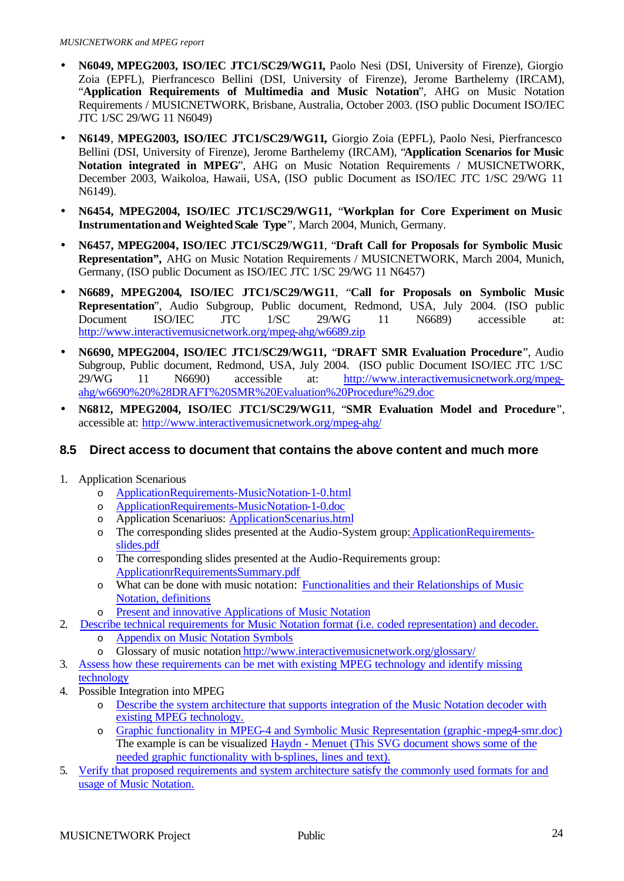- **N6049, MPEG2003, ISO/IEC JTC1/SC29/WG11,** Paolo Nesi (DSI, University of Firenze), Giorgio Zoia (EPFL), Pierfrancesco Bellini (DSI, University of Firenze), Jerome Barthelemy (IRCAM), "**Application Requirements of Multimedia and Music Notation**", AHG on Music Notation Requirements / MUSICNETWORK, Brisbane, Australia, October 2003. (ISO public Document ISO/IEC JTC 1/SC 29/WG 11 N6049)
- **N6149**, **MPEG2003, ISO/IEC JTC1/SC29/WG11,** Giorgio Zoia (EPFL), Paolo Nesi, Pierfrancesco Bellini (DSI, University of Firenze), Jerome Barthelemy (IRCAM), "**Application Scenarios for Music Notation integrated in MPEG**", AHG on Music Notation Requirements / MUSICNETWORK, December 2003, Waikoloa, Hawaii, USA, (ISO public Document as ISO/IEC JTC 1/SC 29/WG 11 N6149).
- **N6454, MPEG2004, ISO/IEC JTC1/SC29/WG11,** "**Workplan for Core Experiment on Music Instrumentation and Weighted Scale Type**", March 2004, Munich, Germany.
- **N6457, MPEG2004, ISO/IEC JTC1/SC29/WG11**, "**Draft Call for Proposals for Symbolic Music Representation",** AHG on Music Notation Requirements / MUSICNETWORK, March 2004, Munich, Germany, (ISO public Document as ISO/IEC JTC 1/SC 29/WG 11 N6457)
- **N6689, MPEG2004, ISO/IEC JTC1/SC29/WG11**, "**Call for Proposals on Symbolic Music Representation**", Audio Subgroup, Public document, Redmond, USA, July 2004. (ISO public Document ISO/IEC JTC 1/SC 29/WG 11 N6689) accessible at: http://www.interactivemusicnetwork.org/mpeg-ahg/w6689.zip
- **N6690, MPEG2004, ISO/IEC JTC1/SC29/WG11,** "**DRAFT SMR Evaluation Procedure**", Audio Subgroup, Public document, Redmond, USA, July 2004. (ISO public Document ISO/IEC JTC 1/SC 29/WG 11 N6690) accessible at: http://www.interactivemusicnetwork.org/mpeg-ahg/w6690%20%28DRAFT%20SMR%20Evaluation%20Procedure%29.doc
- **N6812, MPEG2004, ISO/IEC JTC1/SC29/WG11**, "**SMR Evaluation Model and Procedure**", accessible at: http://www.interactivemusicnetwork.org/mpeg-ahg/

## 8.5 Direct access to document that contains the above content and much more

1. Application Scenarious
   - ApplicationRequirements-MusicNotation-1-0.html
   - ApplicationRequirements-MusicNotation-1-0.doc
   - Application Scenariuos: ApplicationScenarius.html
   - The corresponding slides presented at the Audio-System group: ApplicationRequirements-slides.pdf
   - The corresponding slides presented at the Audio-Requirements group: ApplicationrRequirementsSummary.pdf
   - What can be done with music notation: Functionalities and their Relationships of Music Notation, definitions
   - Present and innovative Applications of Music Notation
2. Describe technical requirements for Music Notation format (i.e. coded representation) and decoder.
   - Appendix on Music Notation Symbols
   - Glossary of music notation http://www.interactivemusicnetwork.org/glossary/
3. Assess how these requirements can be met with existing MPEG technology and identify missing technology
4. Possible Integration into MPEG
   - Describe the system architecture that supports integration of the Music Notation decoder with existing MPEG technology.
   - Graphic functionality in MPEG-4 and Symbolic Music Representation (graphic-mpeg4-smr.doc) The example is can be visualized Haydn - Menuet (This SVG document shows some of the needed graphic functionality with b-splines, lines and text).
5. Verify that proposed requirements and system architecture satisfy the commonly used formats for and usage of Music Notation.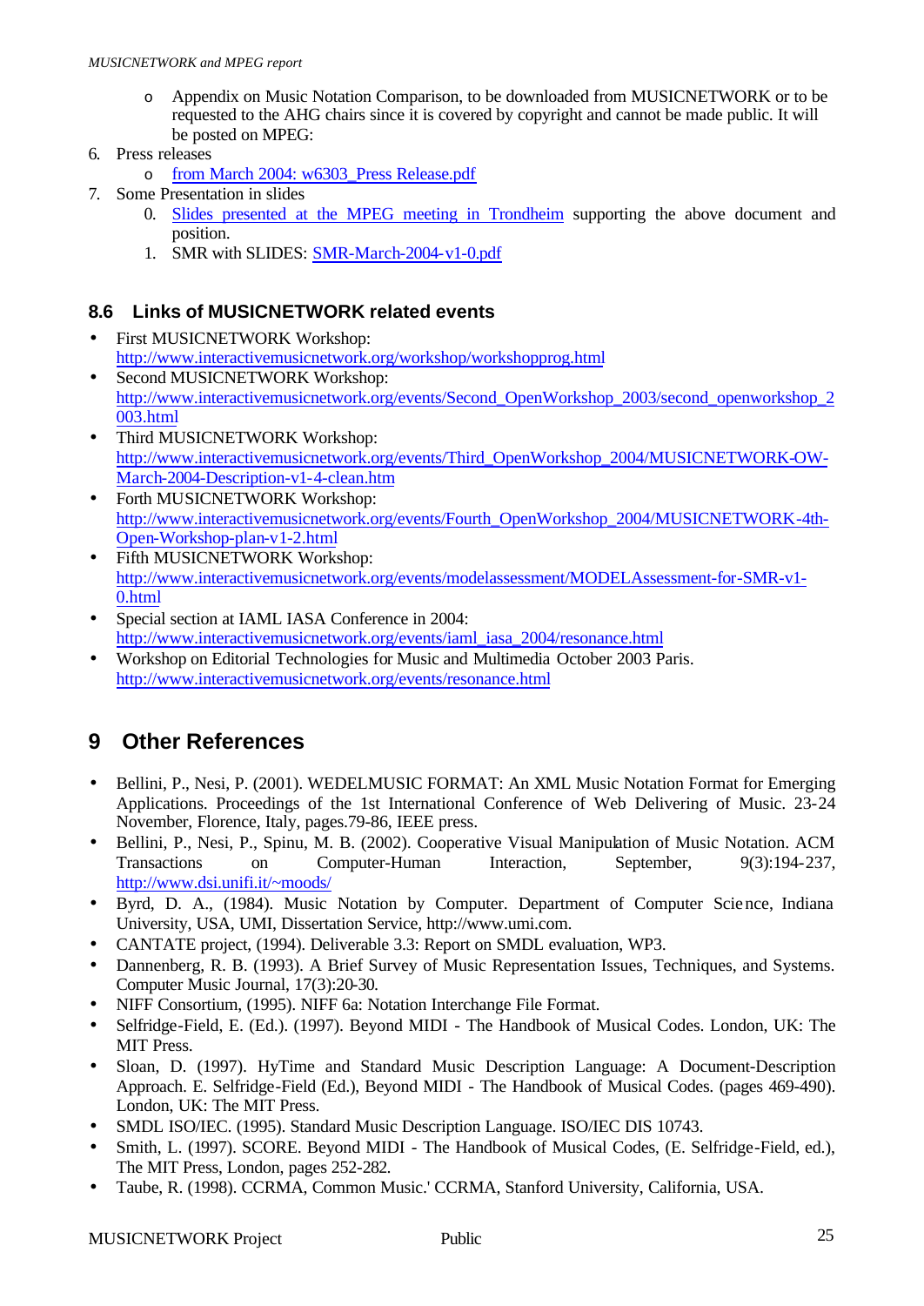- Appendix on Music Notation Comparison, to be downloaded from MUSICNETWORK or to be requested to the AHG chairs since it is covered by copyright and cannot be made public. It will be posted on MPEG:

6. Press releases
    - from March 2004: w6303_Press Release.pdf
7. Some Presentation in slides
    0. Slides presented at the MPEG meeting in Trondheim supporting the above document and position.
    1. SMR with SLIDES: SMR-March-2004-v1-0.pdf

### 8.6 Links of MUSICNETWORK related events

- First MUSICNETWORK Workshop: http://www.interactivemusicnetwork.org/workshop/workshopprog.html
- Second MUSICNETWORK Workshop: http://www.interactivemusicnetwork.org/events/Second_OpenWorkshop_2003/second_openworkshop_2003.html
- Third MUSICNETWORK Workshop: http://www.interactivemusicnetwork.org/events/Third_OpenWorkshop_2004/MUSICNETWORK-OW-March-2004-Description-v1-4-clean.htm
- Forth MUSICNETWORK Workshop: http://www.interactivemusicnetwork.org/events/Fourth_OpenWorkshop_2004/MUSICNETWORK-4th-Open-Workshop-plan-v1-2.html
- Fifth MUSICNETWORK Workshop: http://www.interactivemusicnetwork.org/events/modelassessment/MODELAssessment-for-SMR-v1-0.html
- Special section at IAML IASA Conference in 2004: http://www.interactivemusicnetwork.org/events/iaml_iasa_2004/resonance.html
- Workshop on Editorial Technologies for Music and Multimedia October 2003 Paris. http://www.interactivemusicnetwork.org/events/resonance.html

# 9 Other References

- Bellini, P., Nesi, P. (2001). WEDELMUSIC FORMAT: An XML Music Notation Format for Emerging Applications. Proceedings of the 1st International Conference of Web Delivering of Music. 23-24 November, Florence, Italy, pages.79-86, IEEE press.
- Bellini, P., Nesi, P., Spinu, M. B. (2002). Cooperative Visual Manipulation of Music Notation. ACM Transactions on Computer-Human Interaction, September, 9(3):194-237, http://www.dsi.unifi.it/~moods/
- Byrd, D. A., (1984). Music Notation by Computer. Department of Computer Science, Indiana University, USA, UMI, Dissertation Service, http://www.umi.com.
- CANTATE project, (1994). Deliverable 3.3: Report on SMDL evaluation, WP3.
- Dannenberg, R. B. (1993). A Brief Survey of Music Representation Issues, Techniques, and Systems. Computer Music Journal, 17(3):20-30.
- NIFF Consortium, (1995). NIFF 6a: Notation Interchange File Format.
- Selfridge-Field, E. (Ed.). (1997). Beyond MIDI - The Handbook of Musical Codes. London, UK: The MIT Press.
- Sloan, D. (1997). HyTime and Standard Music Description Language: A Document-Description Approach. E. Selfridge-Field (Ed.), Beyond MIDI - The Handbook of Musical Codes. (pages 469-490). London, UK: The MIT Press.
- SMDL ISO/IEC. (1995). Standard Music Description Language. ISO/IEC DIS 10743.
- Smith, L. (1997). SCORE. Beyond MIDI - The Handbook of Musical Codes, (E. Selfridge-Field, ed.), The MIT Press, London, pages 252-282.
- Taube, R. (1998). CCRMA, Common Music.' CCRMA, Stanford University, California, USA.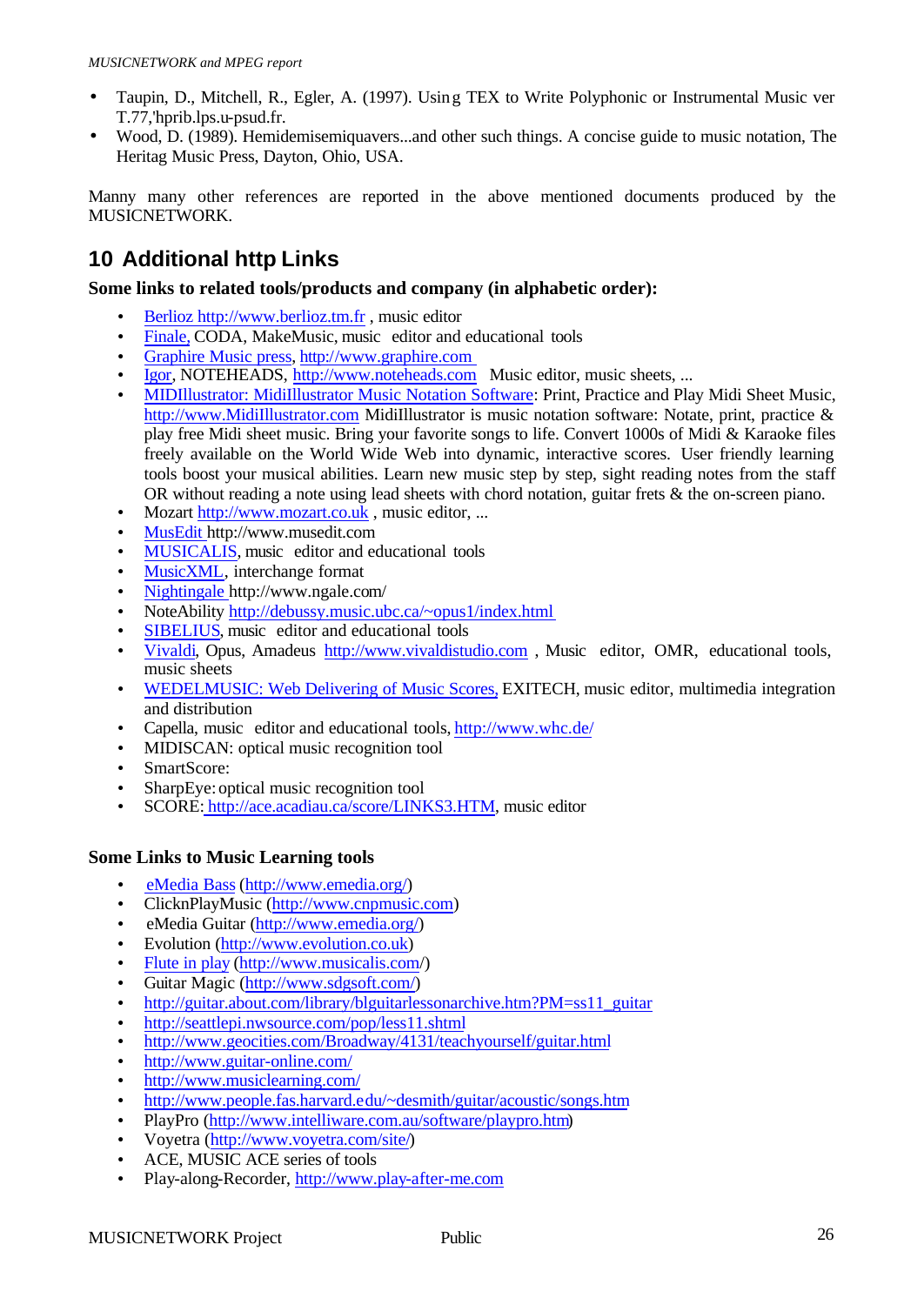- Taupin, D., Mitchell, R., Egler, A. (1997). Using TEX to Write Polyphonic or Instrumental Music ver T.77,'hprib.lps.u-psud.fr.
- Wood, D. (1989). Hemidemisemiquavers...and other such things. A concise guide to music notation, The Heritag Music Press, Dayton, Ohio, USA.

Manny many other references are reported in the above mentioned documents produced by the MUSICNETWORK.

# 10 Additional http Links

**Some links to related tools/products and company (in alphabetic order):**

- Berlioz http://www.berlioz.tm.fr , music editor
- Finale, CODA, MakeMusic, music editor and educational tools
- Graphire Music press, http://www.graphire.com
- Igor, NOTEHEADS, http://www.noteheads.com Music editor, music sheets, ...
- MIDIllustrator: MidiIllustrator Music Notation Software: Print, Practice and Play Midi Sheet Music, http://www.MidiIllustrator.com MidiIllustrator is music notation software: Notate, print, practice & play free Midi sheet music. Bring your favorite songs to life. Convert 1000s of Midi & Karaoke files freely available on the World Wide Web into dynamic, interactive scores. User friendly learning tools boost your musical abilities. Learn new music step by step, sight reading notes from the staff OR without reading a note using lead sheets with chord notation, guitar frets & the on-screen piano.
- Mozart http://www.mozart.co.uk , music editor, ...
- MusEdit http://www.musedit.com
- MUSICALIS, music editor and educational tools
- MusicXML, interchange format
- Nightingale http://www.ngale.com/
- NoteAbility http://debussy.music.ubc.ca/~opus1/index.html
- SIBELIUS, music editor and educational tools
- Vivaldi, Opus, Amadeus http://www.vivaldistudio.com , Music editor, OMR, educational tools, music sheets
- WEDELMUSIC: Web Delivering of Music Scores, EXITECH, music editor, multimedia integration and distribution
- Capella, music editor and educational tools, http://www.whc.de/
- MIDISCAN: optical music recognition tool
- SmartScore:
- SharpEye: optical music recognition tool
- SCORE: http://ace.acadiau.ca/score/LINKS3.HTM, music editor

**Some Links to Music Learning tools**

- eMedia Bass (http://www.emedia.org/)
- ClicknPlayMusic (http://www.cnpmusic.com)
- eMedia Guitar (http://www.emedia.org/)
- Evolution (http://www.evolution.co.uk)
- Flute in play (http://www.musicalis.com/)
- Guitar Magic (http://www.sdgsoft.com/)
- http://guitar.about.com/library/blguitarlessonarchive.htm?PM=ss11_guitar
- http://seattlepi.nwsource.com/pop/less11.shtml
- http://www.geocities.com/Broadway/4131/teachyourself/guitar.html
- http://www.guitar-online.com/
- http://www.musiclearning.com/
- http://www.people.fas.harvard.edu/~desmith/guitar/acoustic/songs.htm
- PlayPro (http://www.intelliware.com.au/software/playpro.htm)
- Voyetra (http://www.voyetra.com/site/)
- ACE, MUSIC ACE series of tools
- Play-along-Recorder, http://www.play-after-me.com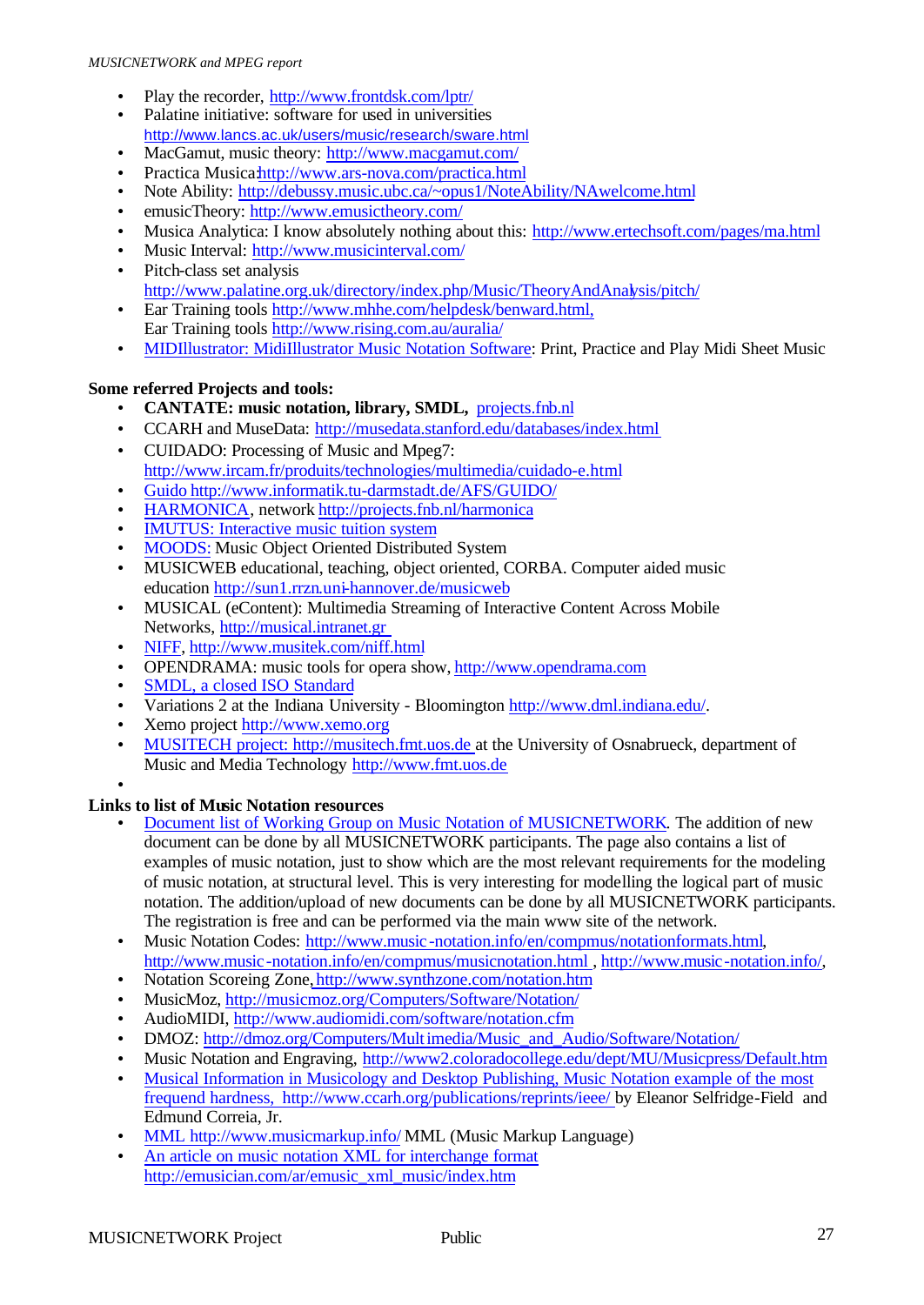- Play the recorder, http://www.frontdsk.com/lptr/
- Palatine initiative: software for used in universities http://www.lancs.ac.uk/users/music/research/sware.html
- MacGamut, music theory: http://www.macgamut.com/
- Practica Musica:http://www.ars-nova.com/practica.html
- Note Ability: http://debussy.music.ubc.ca/~opus1/NoteAbility/NAwelcome.html
- emusicTheory: http://www.emusictheory.com/
- Musica Analytica: I know absolutely nothing about this: http://www.ertechsoft.com/pages/ma.html
- Music Interval: http://www.musicinterval.com/
- Pitch-class set analysis http://www.palatine.org.uk/directory/index.php/Music/TheoryAndAnalysis/pitch/
- Ear Training tools http://www.mhhe.com/helpdesk/benward.html, Ear Training tools http://www.rising.com.au/auralia/
- MIDIllustrator: MidiIllustrator Music Notation Software: Print, Practice and Play Midi Sheet Music

**Some referred Projects and tools:**

- **CANTATE: music notation, library, SMDL,** projects.fnb.nl
- CCARH and MuseData: http://musedata.stanford.edu/databases/index.html
- CUIDADO: Processing of Music and Mpeg7: http://www.ircam.fr/produits/technologies/multimedia/cuidado-e.html
- Guido http://www.informatik.tu-darmstadt.de/AFS/GUIDO/
- HARMONICA, network http://projects.fnb.nl/harmonica
- IMUTUS: Interactive music tuition system
- MOODS: Music Object Oriented Distributed System
- MUSICWEB educational, teaching, object oriented, CORBA. Computer aided music education http://sun1.rrzn.uni-hannover.de/musicweb
- MUSICAL (eContent): Multimedia Streaming of Interactive Content Across Mobile Networks, http://musical.intranet.gr
- NIFF, http://www.musitek.com/niff.html
- OPENDRAMA: music tools for opera show, http://www.opendrama.com
- SMDL, a closed ISO Standard
- Variations 2 at the Indiana University - Bloomington http://www.dml.indiana.edu/.
- Xemo project http://www.xemo.org
- MUSITECH project: http://musitech.fmt.uos.de at the University of Osnabrueck, department of Music and Media Technology http://www.fmt.uos.de

**Links to list of Music Notation resources**

- Document list of Working Group on Music Notation of MUSICNETWORK. The addition of new document can be done by all MUSICNETWORK participants. The page also contains a list of examples of music notation, just to show which are the most relevant requirements for the modeling of music notation, at structural level. This is very interesting for modelling the logical part of music notation. The addition/upload of new documents can be done by all MUSICNETWORK participants. The registration is free and can be performed via the main www site of the network.
- Music Notation Codes: http://www.music-notation.info/en/compmus/notationformats.html, http://www.music-notation.info/en/compmus/musicnotation.html , http://www.music-notation.info/,
- Notation Scoreing Zone, http://www.synthzone.com/notation.htm
- MusicMoz, http://musicmoz.org/Computers/Software/Notation/
- AudioMIDI, http://www.audiomidi.com/software/notation.cfm
- DMOZ: http://dmoz.org/Computers/Multimedia/Music_and_Audio/Software/Notation/
- Music Notation and Engraving, http://www2.coloradocollege.edu/dept/MU/Musicpress/Default.htm
- Musical Information in Musicology and Desktop Publishing, Music Notation example of the most frequend hardness, http://www.ccarh.org/publications/reprints/ieee/ by Eleanor Selfridge-Field and Edmund Correia, Jr.
- MML http://www.musicmarkup.info/ MML (Music Markup Language)
- An article on music notation XML for interchange format http://emusician.com/ar/emusic_xml_music/index.htm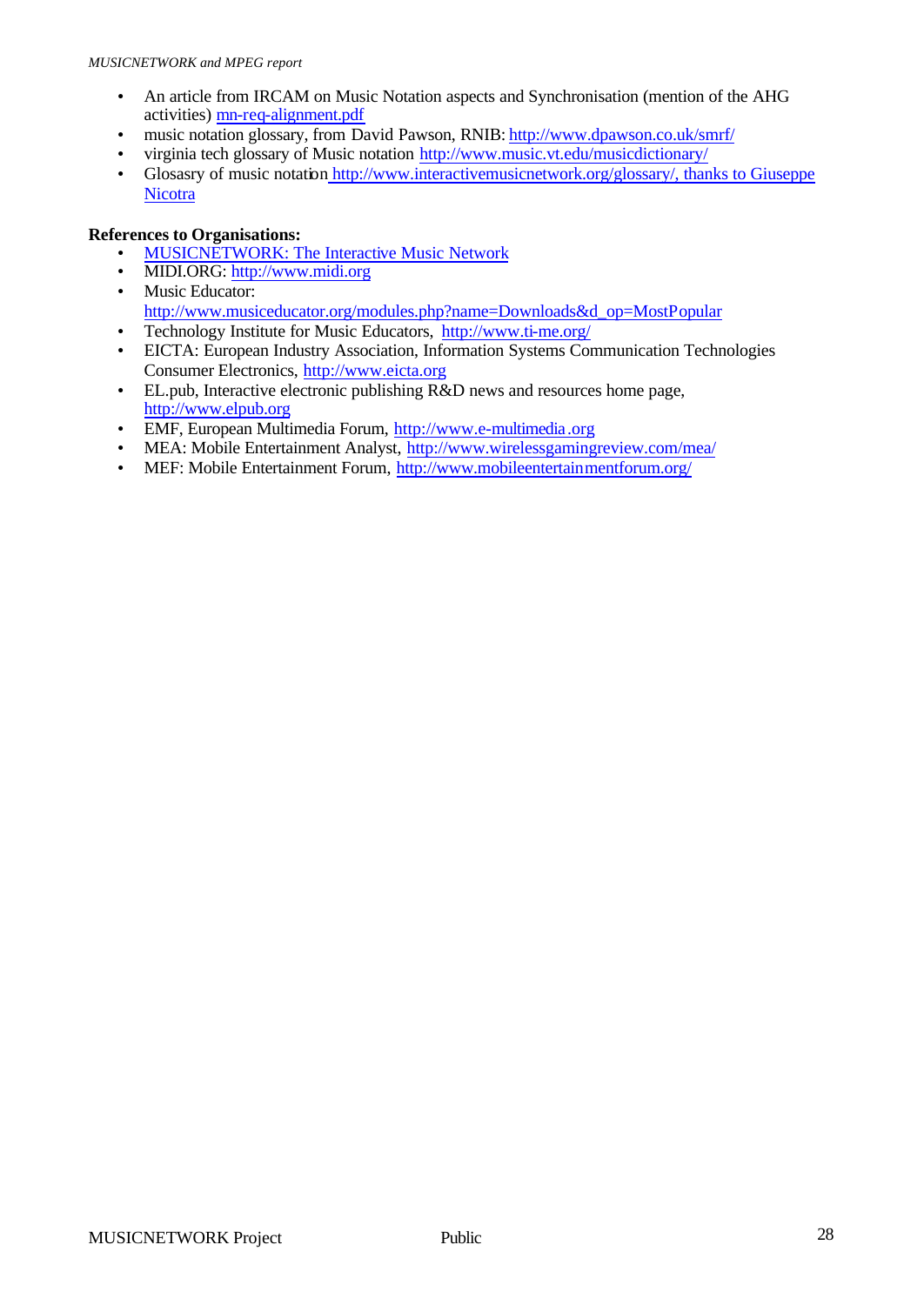- An article from IRCAM on Music Notation aspects and Synchronisation (mention of the AHG activities) mn-req-alignment.pdf
- music notation glossary, from David Pawson, RNIB: http://www.dpawson.co.uk/smrf/
- virginia tech glossary of Music notation http://www.music.vt.edu/musicdictionary/
- Glosasry of music notation http://www.interactivemusicnetwork.org/glossary/, thanks to Giuseppe Nicotra

**References to Organisations:**

- MUSICNETWORK: The Interactive Music Network
- MIDI.ORG: http://www.midi.org
- Music Educator: http://www.musiceducator.org/modules.php?name=Downloads&d_op=MostPopular
- Technology Institute for Music Educators, http://www.ti-me.org/
- EICTA: European Industry Association, Information Systems Communication Technologies Consumer Electronics, http://www.eicta.org
- EL.pub, Interactive electronic publishing R&D news and resources home page, http://www.elpub.org
- EMF, European Multimedia Forum, http://www.e-multimedia.org
- MEA: Mobile Entertainment Analyst, http://www.wirelessgamingreview.com/mea/
- MEF: Mobile Entertainment Forum, http://www.mobileentertainmentforum.org/